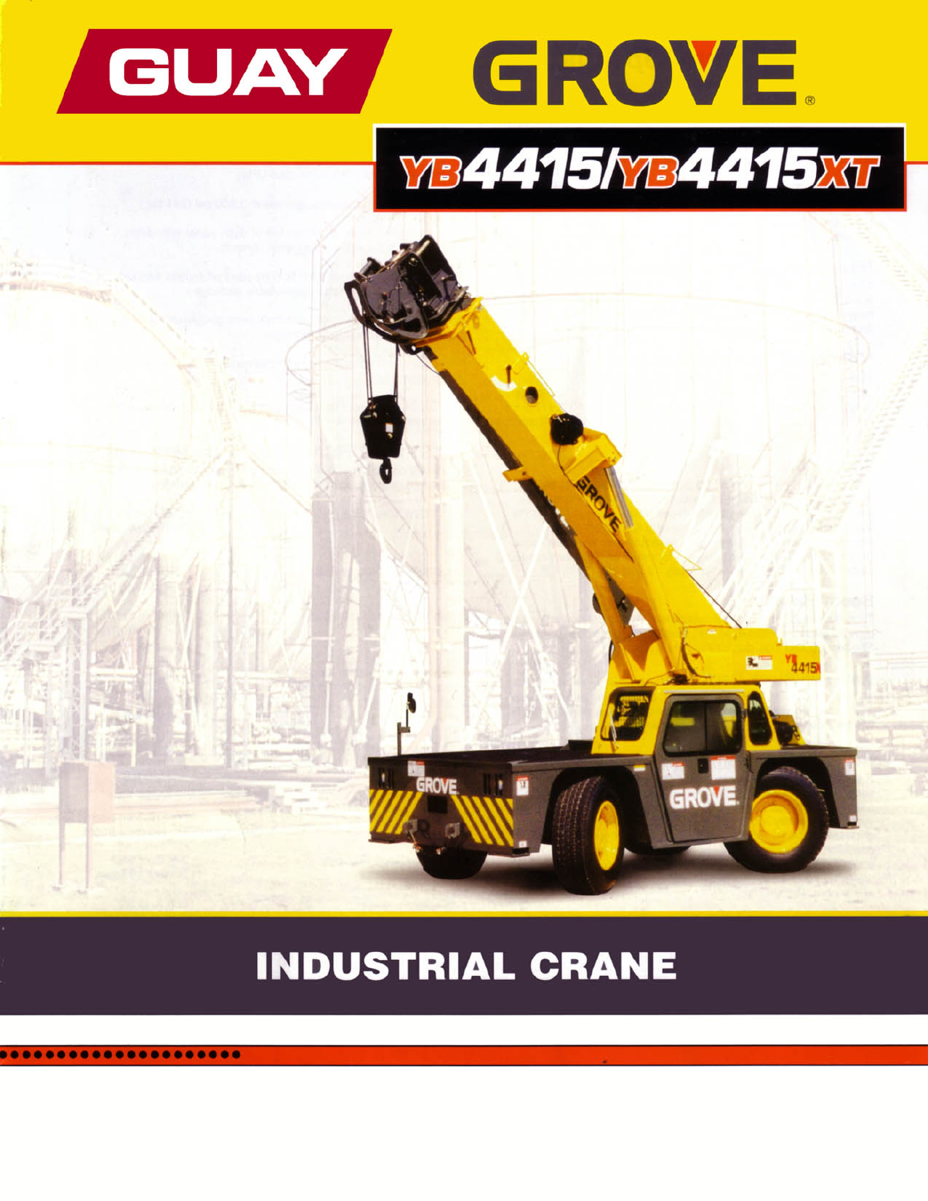# GUAY

# GROVE

## YB4415/YB4415XT

# INDUSTRIAL CRANE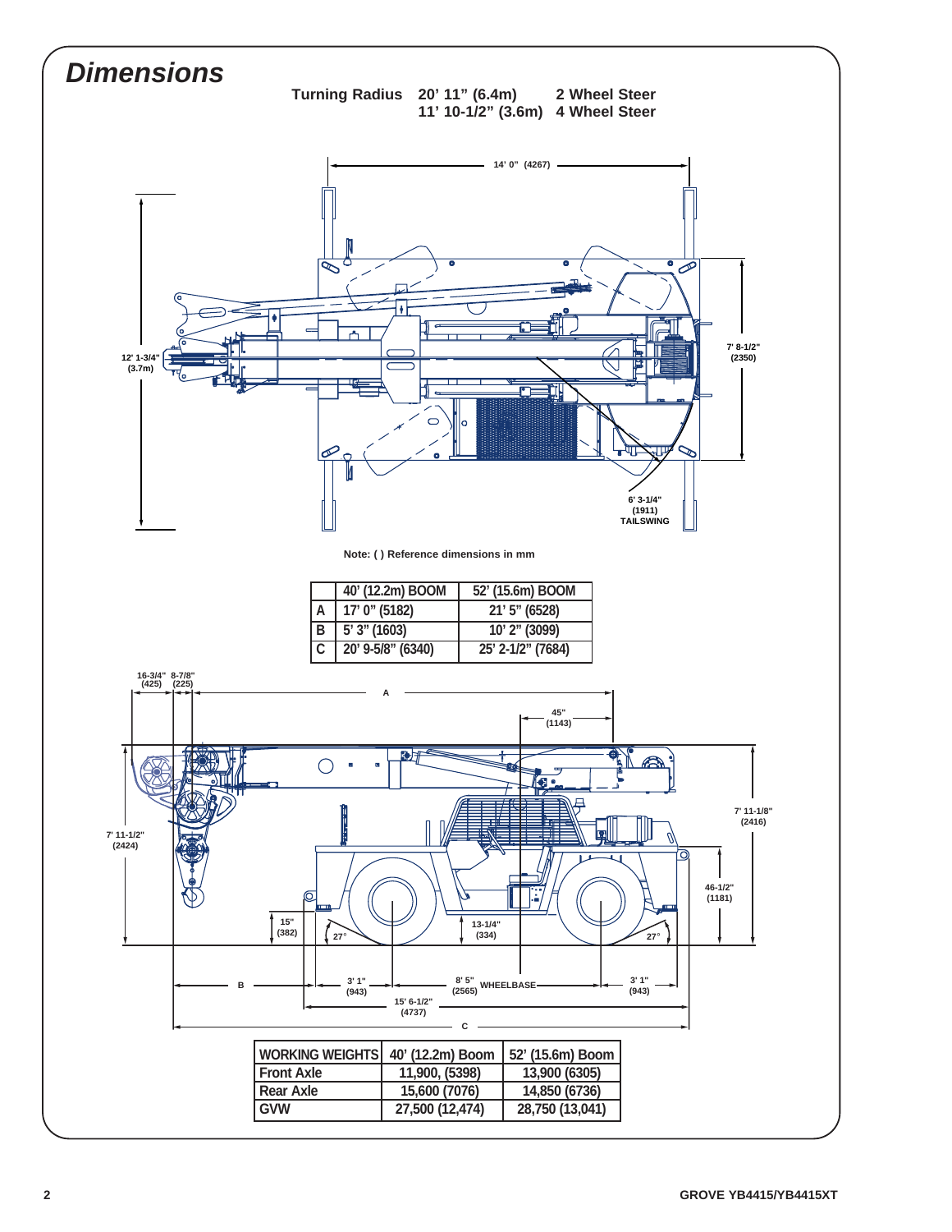# *Dimensions*

**Turning Radius** 20' 11" (6.4m) 2 Wheel Steer
11' 10-1/2" (3.6m) 4 Wheel Steer

14' 0" (4267)

12' 1-3/4" (3.7m)

7' 8-1/2" (2350)

6' 3-1/4" (1911) TAILSWING

Note: ( ) Reference dimensions in mm

| | 40' (12.2m) BOOM | 52' (15.6m) BOOM |
|---|---|---|
| A | 17' 0" (5182) | 21' 5" (6528) |
| B | 5' 3" (1603) | 10' 2" (3099) |
| C | 20' 9-5/8" (6340) | 25' 2-1/2" (7684) |

16-3/4" (425) 8-7/8" (225)

A

45" (1143)

7' 11-1/8" (2416)

7' 11-1/2" (2424)

46-1/2" (1181)

15" (382)

27°

13-1/4" (334)

27°

B

3' 1" (943)

8' 5" (2565) WHEELBASE

3' 1" (943)

15' 6-1/2" (4737)

C

| WORKING WEIGHTS | 40' (12.2m) Boom | 52' (15.6m) Boom |
|---|---|---|
| Front Axle | 11,900, (5398) | 13,900 (6305) |
| Rear Axle | 15,600 (7076) | 14,850 (6736) |
| GVW | 27,500 (12,474) | 28,750 (13,041) |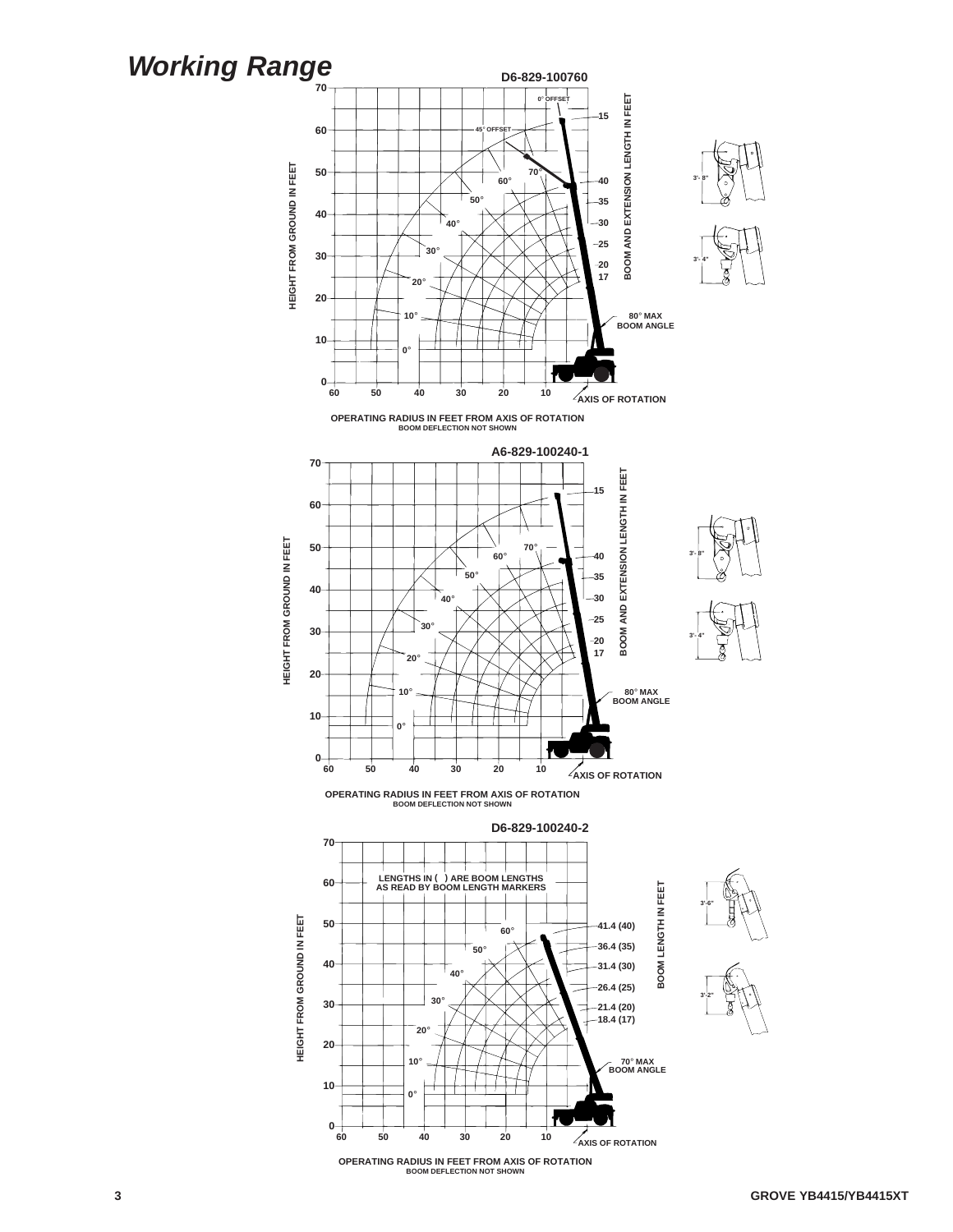# Working Range

D6-829-100760

HEIGHT FROM GROUND IN FEET

BOOM AND EXTENSION LENGTH IN FEET

0° OFFSET

45° OFFSET

15

40

35

30

25

20

17

80° MAX BOOM ANGLE

3'- 8"

3'- 4"

AXIS OF ROTATION

OPERATING RADIUS IN FEET FROM AXIS OF ROTATION
BOOM DEFLECTION NOT SHOWN

A6-829-100240-1

HEIGHT FROM GROUND IN FEET

BOOM AND EXTENSION LENGTH IN FEET

15

40

35

30

25

20

17

80° MAX BOOM ANGLE

3'- 8"

3'- 4"

AXIS OF ROTATION

OPERATING RADIUS IN FEET FROM AXIS OF ROTATION
BOOM DEFLECTION NOT SHOWN

D6-829-100240-2

LENGTHS IN ( ) ARE BOOM LENGTHS AS READ BY BOOM LENGTH MARKERS

HEIGHT FROM GROUND IN FEET

BOOM LENGTH IN FEET

41.4 (40)

36.4 (35)

31.4 (30)

26.4 (25)

21.4 (20)

18.4 (17)

70° MAX BOOM ANGLE

3'-6"

3'-2"

AXIS OF ROTATION

OPERATING RADIUS IN FEET FROM AXIS OF ROTATION
BOOM DEFLECTION NOT SHOWN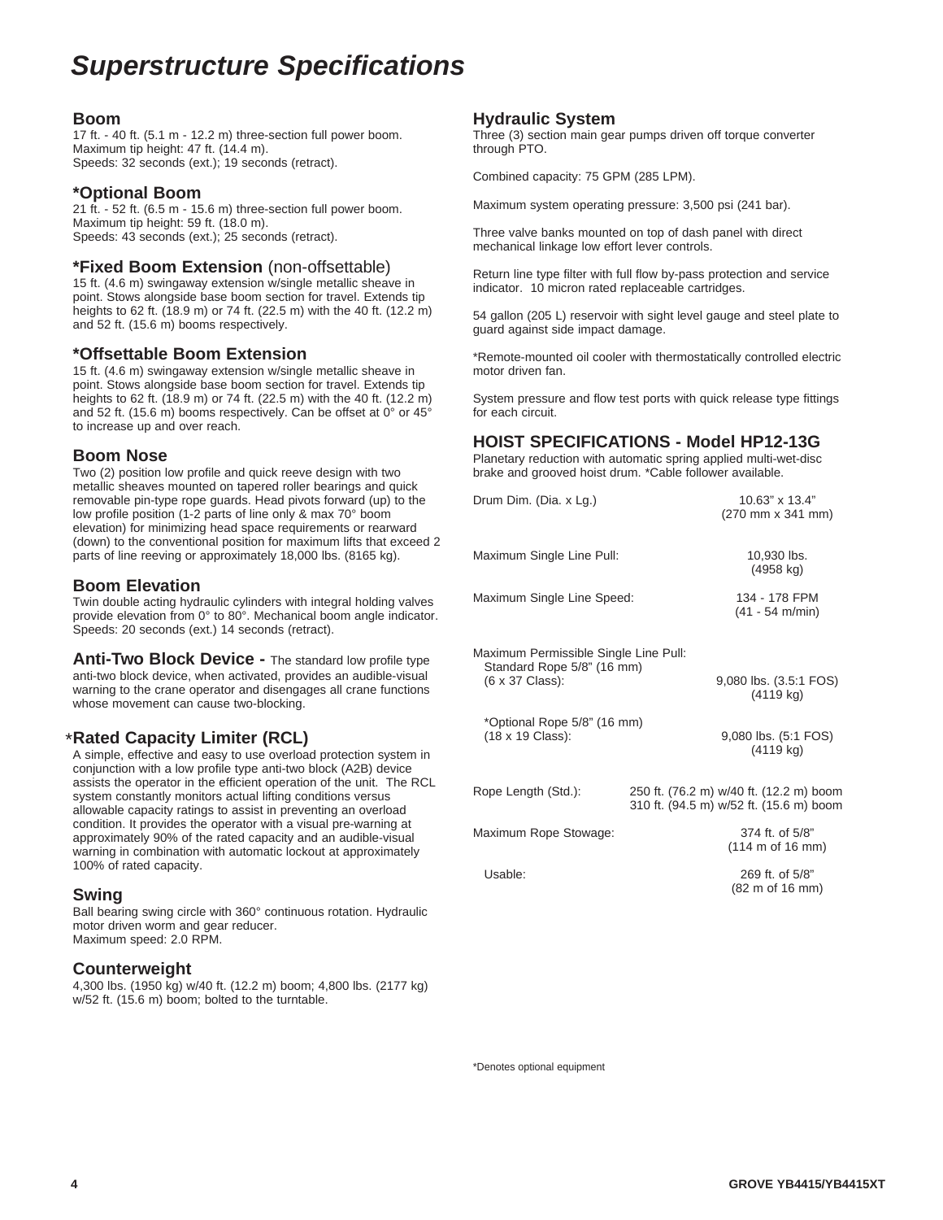# Superstructure Specifications

## Boom

17 ft. - 40 ft. (5.1 m - 12.2 m) three-section full power boom.
Maximum tip height: 47 ft. (14.4 m).
Speeds: 32 seconds (ext.); 19 seconds (retract).

## *Optional Boom

21 ft. - 52 ft. (6.5 m - 15.6 m) three-section full power boom.
Maximum tip height: 59 ft. (18.0 m).
Speeds: 43 seconds (ext.); 25 seconds (retract).

## *Fixed Boom Extension (non-offsettable)

15 ft. (4.6 m) swingaway extension w/single metallic sheave in point. Stows alongside base boom section for travel. Extends tip heights to 62 ft. (18.9 m) or 74 ft. (22.5 m) with the 40 ft. (12.2 m) and 52 ft. (15.6 m) booms respectively.

## *Offsettable Boom Extension

15 ft. (4.6 m) swingaway extension w/single metallic sheave in point. Stows alongside base boom section for travel. Extends tip heights to 62 ft. (18.9 m) or 74 ft. (22.5 m) with the 40 ft. (12.2 m) and 52 ft. (15.6 m) booms respectively. Can be offset at 0° or 45° to increase up and over reach.

## Boom Nose

Two (2) position low profile and quick reeve design with two metallic sheaves mounted on tapered roller bearings and quick removable pin-type rope guards. Head pivots forward (up) to the low profile position (1-2 parts of line only & max 70° boom elevation) for minimizing head space requirements or rearward (down) to the conventional position for maximum lifts that exceed 2 parts of line reeving or approximately 18,000 lbs. (8165 kg).

## Boom Elevation

Twin double acting hydraulic cylinders with integral holding valves provide elevation from 0° to 80°. Mechanical boom angle indicator. Speeds: 20 seconds (ext.) 14 seconds (retract).

**Anti-Two Block Device -** The standard low profile type anti-two block device, when activated, provides an audible-visual warning to the crane operator and disengages all crane functions whose movement can cause two-blocking.

## *Rated Capacity Limiter (RCL)

A simple, effective and easy to use overload protection system in conjunction with a low profile type anti-two block (A2B) device assists the operator in the efficient operation of the unit. The RCL system constantly monitors actual lifting conditions versus allowable capacity ratings to assist in preventing an overload condition. It provides the operator with a visual pre-warning at approximately 90% of the rated capacity and an audible-visual warning in combination with automatic lockout at approximately 100% of rated capacity.

## Swing

Ball bearing swing circle with 360° continuous rotation. Hydraulic motor driven worm and gear reducer.
Maximum speed: 2.0 RPM.

## Counterweight

4,300 lbs. (1950 kg) w/40 ft. (12.2 m) boom; 4,800 lbs. (2177 kg) w/52 ft. (15.6 m) boom; bolted to the turntable.

## Hydraulic System

Three (3) section main gear pumps driven off torque converter through PTO.

Combined capacity: 75 GPM (285 LPM).

Maximum system operating pressure: 3,500 psi (241 bar).

Three valve banks mounted on top of dash panel with direct mechanical linkage low effort lever controls.

Return line type filter with full flow by-pass protection and service indicator. 10 micron rated replaceable cartridges.

54 gallon (205 L) reservoir with sight level gauge and steel plate to guard against side impact damage.

*Remote-mounted oil cooler with thermostatically controlled electric motor driven fan.

System pressure and flow test ports with quick release type fittings for each circuit.

## HOIST SPECIFICATIONS - Model HP12-13G

Planetary reduction with automatic spring applied multi-wet-disc brake and grooved hoist drum. *Cable follower available.

| | |
|---|---|
| Drum Dim. (Dia. x Lg.) | 10.63" x 13.4" (270 mm x 341 mm) |
| Maximum Single Line Pull: | 10,930 lbs. (4958 kg) |
| Maximum Single Line Speed: | 134 - 178 FPM (41 - 54 m/min) |
| Maximum Permissible Single Line Pull: Standard Rope 5/8" (16 mm) (6 x 37 Class): | 9,080 lbs. (3.5:1 FOS) (4119 kg) |
| *Optional Rope 5/8" (16 mm) (18 x 19 Class): | 9,080 lbs. (5:1 FOS) (4119 kg) |
| Rope Length (Std.): | 250 ft. (76.2 m) w/40 ft. (12.2 m) boom<br>310 ft. (94.5 m) w/52 ft. (15.6 m) boom |
| Maximum Rope Stowage: | 374 ft. of 5/8" (114 m of 16 mm) |
| Usable: | 269 ft. of 5/8" (82 m of 16 mm) |

*Denotes optional equipment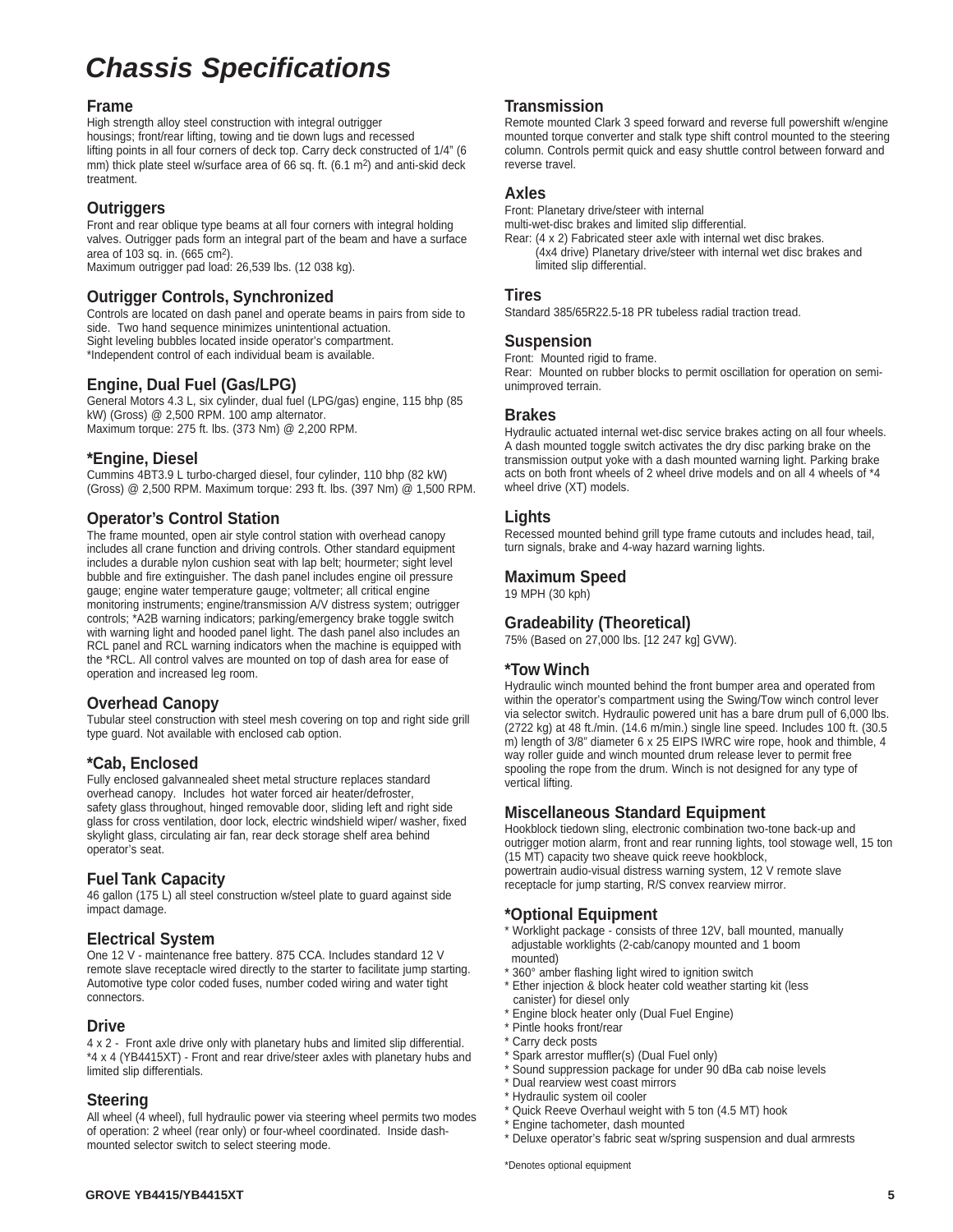# Chassis Specifications

## Frame

High strength alloy steel construction with integral outrigger housings; front/rear lifting, towing and tie down lugs and recessed lifting points in all four corners of deck top. Carry deck constructed of 1/4" (6 mm) thick plate steel w/surface area of 66 sq. ft. (6.1 m$^2$) and anti-skid deck treatment.

## Outriggers

Front and rear oblique type beams at all four corners with integral holding valves. Outrigger pads form an integral part of the beam and have a surface area of 103 sq. in. (665 cm$^2$).
Maximum outrigger pad load: 26,539 lbs. (12 038 kg).

## Outrigger Controls, Synchronized

Controls are located on dash panel and operate beams in pairs from side to side. Two hand sequence minimizes unintentional actuation.
Sight leveling bubbles located inside operator's compartment.
*Independent control of each individual beam is available.

## Engine, Dual Fuel (Gas/LPG)

General Motors 4.3 L, six cylinder, dual fuel (LPG/gas) engine, 115 bhp (85 kW) (Gross) @ 2,500 RPM. 100 amp alternator.
Maximum torque: 275 ft. lbs. (373 Nm) @ 2,200 RPM.

## *Engine, Diesel

Cummins 4BT3.9 L turbo-charged diesel, four cylinder, 110 bhp (82 kW) (Gross) @ 2,500 RPM. Maximum torque: 293 ft. lbs. (397 Nm) @ 1,500 RPM.

## Operator's Control Station

The frame mounted, open air style control station with overhead canopy includes all crane function and driving controls. Other standard equipment includes a durable nylon cushion seat with lap belt; hourmeter; sight level bubble and fire extinguisher. The dash panel includes engine oil pressure gauge; engine water temperature gauge; voltmeter; all critical engine monitoring instruments; engine/transmission A/V distress system; outrigger controls; *A2B warning indicators; parking/emergency brake toggle switch with warning light and hooded panel light. The dash panel also includes an RCL panel and RCL warning indicators when the machine is equipped with the *RCL. All control valves are mounted on top of dash area for ease of operation and increased leg room.

## Overhead Canopy

Tubular steel construction with steel mesh covering on top and right side grill type guard. Not available with enclosed cab option.

## *Cab, Enclosed

Fully enclosed galvannealed sheet metal structure replaces standard overhead canopy. Includes hot water forced air heater/defroster, safety glass throughout, hinged removable door, sliding left and right side glass for cross ventilation, door lock, electric windshield wiper/ washer, fixed skylight glass, circulating air fan, rear deck storage shelf area behind operator's seat.

## Fuel Tank Capacity

46 gallon (175 L) all steel construction w/steel plate to guard against side impact damage.

## Electrical System

One 12 V - maintenance free battery. 875 CCA. Includes standard 12 V remote slave receptacle wired directly to the starter to facilitate jump starting. Automotive type color coded fuses, number coded wiring and water tight connectors.

## Drive

4 x 2 - Front axle drive only with planetary hubs and limited slip differential.
*4 x 4 (YB4415XT) - Front and rear drive/steer axles with planetary hubs and limited slip differentials.

## Steering

All wheel (4 wheel), full hydraulic power via steering wheel permits two modes of operation: 2 wheel (rear only) or four-wheel coordinated. Inside dash-mounted selector switch to select steering mode.

## Transmission

Remote mounted Clark 3 speed forward and reverse full powershift w/engine mounted torque converter and stalk type shift control mounted to the steering column. Controls permit quick and easy shuttle control between forward and reverse travel.

## Axles

Front: Planetary drive/steer with internal multi-wet-disc brakes and limited slip differential.
Rear: (4 x 2) Fabricated steer axle with internal wet disc brakes.
(4x4 drive) Planetary drive/steer with internal wet disc brakes and limited slip differential.

## Tires

Standard 385/65R22.5-18 PR tubeless radial traction tread.

## Suspension

Front: Mounted rigid to frame.
Rear: Mounted on rubber blocks to permit oscillation for operation on semi-unimproved terrain.

## Brakes

Hydraulic actuated internal wet-disc service brakes acting on all four wheels. A dash mounted toggle switch activates the dry disc parking brake on the transmission output yoke with a dash mounted warning light. Parking brake acts on both front wheels of 2 wheel drive models and on all 4 wheels of *4 wheel drive (XT) models.

## Lights

Recessed mounted behind grill type frame cutouts and includes head, tail, turn signals, brake and 4-way hazard warning lights.

## Maximum Speed

19 MPH (30 kph)

## Gradeability (Theoretical)

75% (Based on 27,000 lbs. [12 247 kg] GVW).

## *Tow Winch

Hydraulic winch mounted behind the front bumper area and operated from within the operator's compartment using the Swing/Tow winch control lever via selector switch. Hydraulic powered unit has a bare drum pull of 6,000 lbs. (2722 kg) at 48 ft./min. (14.6 m/min.) single line speed. Includes 100 ft. (30.5 m) length of 3/8" diameter 6 x 25 EIPS IWRC wire rope, hook and thimble, 4 way roller guide and winch mounted drum release lever to permit free spooling the rope from the drum. Winch is not designed for any type of vertical lifting.

## Miscellaneous Standard Equipment

Hookblock tiedown sling, electronic combination two-tone back-up and outrigger motion alarm, front and rear running lights, tool stowage well, 15 ton (15 MT) capacity two sheave quick reeve hookblock, powertrain audio-visual distress warning system, 12 V remote slave receptacle for jump starting, R/S convex rearview mirror.

## *Optional Equipment

* Worklight package - consists of three 12V, ball mounted, manually adjustable worklights (2-cab/canopy mounted and 1 boom mounted)
* 360° amber flashing light wired to ignition switch
* Ether injection & block heater cold weather starting kit (less canister) for diesel only
* Engine block heater only (Dual Fuel Engine)
* Pintle hooks front/rear
* Carry deck posts
* Spark arrestor muffler(s) (Dual Fuel only)
* Sound suppression package for under 90 dBa cab noise levels
* Dual rearview west coast mirrors
* Hydraulic system oil cooler
* Quick Reeve Overhaul weight with 5 ton (4.5 MT) hook
* Engine tachometer, dash mounted
* Deluxe operator's fabric seat w/spring suspension and dual armrests

*Denotes optional equipment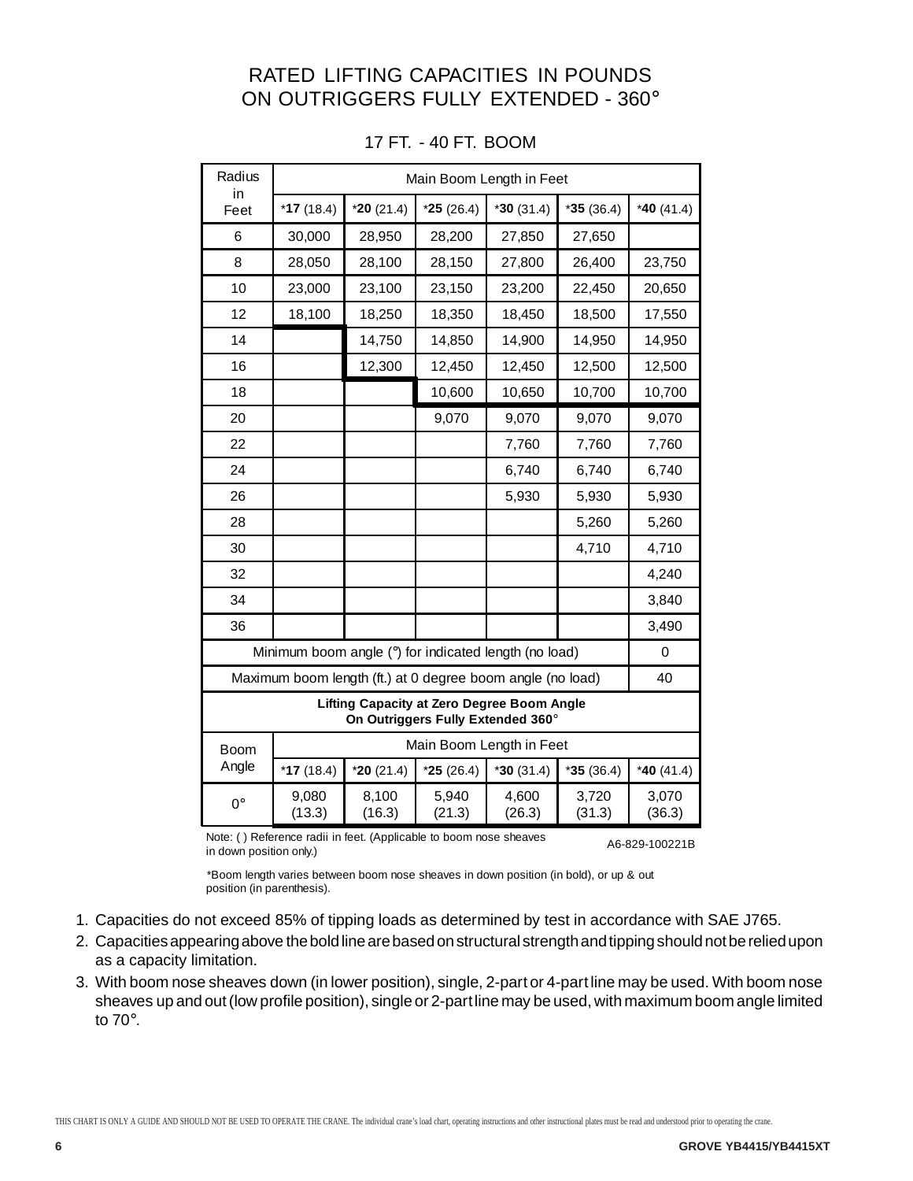# RATED LIFTING CAPACITIES IN POUNDS ON OUTRIGGERS FULLY EXTENDED - 360°

## 17 FT. - 40 FT. BOOM

| Radius in Feet | Main Boom Length in Feet | | | | | |
|---|---|---|---|---|---|---|
| | ***17** (18.4) | ***20** (21.4) | ***25** (26.4) | ***30** (31.4) | ***35** (36.4) | ***40** (41.4) |
| 6 | 30,000 | 28,950 | 28,200 | 27,850 | 27,650 | |
| 8 | 28,050 | 28,100 | 28,150 | 27,800 | 26,400 | 23,750 |
| 10 | 23,000 | 23,100 | 23,150 | 23,200 | 22,450 | 20,650 |
| 12 | 18,100 | 18,250 | 18,350 | 18,450 | 18,500 | 17,550 |
| 14 | | 14,750 | 14,850 | 14,900 | 14,950 | 14,950 |
| 16 | | 12,300 | 12,450 | 12,450 | 12,500 | 12,500 |
| 18 | | | 10,600 | 10,650 | 10,700 | 10,700 |
| 20 | | | 9,070 | 9,070 | 9,070 | 9,070 |
| 22 | | | | 7,760 | 7,760 | 7,760 |
| 24 | | | | 6,740 | 6,740 | 6,740 |
| 26 | | | | 5,930 | 5,930 | 5,930 |
| 28 | | | | | 5,260 | 5,260 |
| 30 | | | | | 4,710 | 4,710 |
| 32 | | | | | | 4,240 |
| 34 | | | | | | 3,840 |
| 36 | | | | | | 3,490 |
| Minimum boom angle (°) for indicated length (no load) | | | | | | 0 |
| Maximum boom length (ft.) at 0 degree boom angle (no load) | | | | | | 40 |

**Lifting Capacity at Zero Degree Boom Angle On Outriggers Fully Extended 360°**

| Boom Angle | Main Boom Length in Feet | | | | | |
|---|---|---|---|---|---|---|
| | ***17** (18.4) | ***20** (21.4) | ***25** (26.4) | ***30** (31.4) | ***35** (36.4) | ***40** (41.4) |
| 0° | 9,080 (13.3) | 8,100 (16.3) | 5,940 (21.3) | 4,600 (26.3) | 3,720 (31.3) | 3,070 (36.3) |

Note: ( ) Reference radii in feet. (Applicable to boom nose sheaves in down position only.)

A6-829-100221B

*Boom length varies between boom nose sheaves in down position (in bold), or up & out position (in parenthesis).

1. Capacities do not exceed 85% of tipping loads as determined by test in accordance with SAE J765.
2. Capacities appearing above the bold line are based on structural strength and tipping should not be relied upon as a capacity limitation.
3. With boom nose sheaves down (in lower position), single, 2-part or 4-part line may be used. With boom nose sheaves up and out (low profile position), single or 2-part line may be used, with maximum boom angle limited to 70°.

THIS CHART IS ONLY A GUIDE AND SHOULD NOT BE USED TO OPERATE THE CRANE. The individual crane's load chart, operating instructions and other instructional plates must be read and understood prior to operating the crane.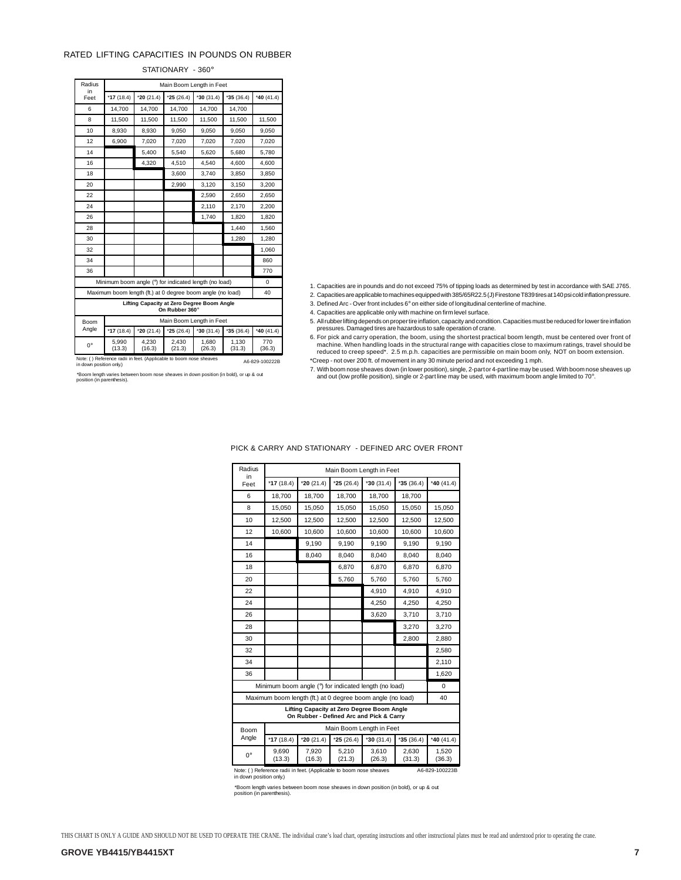# RATED LIFTING CAPACITIES IN POUNDS ON RUBBER

## STATIONARY - 360°

| Radius in Feet | Main Boom Length in Feet | | | | | |
|---|---|---|---|---|---|---|
| | *17 (18.4) | *20 (21.4) | *25 (26.4) | *30 (31.4) | *35 (36.4) | *40 (41.4) |
| 6 | 14,700 | 14,700 | 14,700 | 14,700 | 14,700 | |
| 8 | 11,500 | 11,500 | 11,500 | 11,500 | 11,500 | 11,500 |
| 10 | 8,930 | 8,930 | 9,050 | 9,050 | 9,050 | 9,050 |
| 12 | 6,900 | 7,020 | 7,020 | 7,020 | 7,020 | 7,020 |
| 14 | | 5,400 | 5,540 | 5,620 | 5,680 | 5,780 |
| 16 | | 4,320 | 4,510 | 4,540 | 4,600 | 4,600 |
| 18 | | | 3,600 | 3,740 | 3,850 | 3,850 |
| 20 | | | 2,990 | 3,120 | 3,150 | 3,200 |
| 22 | | | | 2,590 | 2,650 | 2,650 |
| 24 | | | | 2,110 | 2,170 | 2,200 |
| 26 | | | | 1,740 | 1,820 | 1,820 |
| 28 | | | | | 1,440 | 1,560 |
| 30 | | | | | 1,280 | 1,280 |
| 32 | | | | | | 1,060 |
| 34 | | | | | | 860 |
| 36 | | | | | | 770 |
| Minimum boom angle (°) for indicated length (no load) | | | | | | 0 |
| Maximum boom length (ft.) at 0 degree boom angle (no load) | | | | | | 40 |

**Lifting Capacity at Zero Degree Boom Angle On Rubber 360°**

| Boom Angle | Main Boom Length in Feet | | | | | |
|---|---|---|---|---|---|---|
| | *17 (18.4) | *20 (21.4) | *25 (26.4) | *30 (31.4) | *35 (36.4) | *40 (41.4) |
| 0° | 5,990 (13.3) | 4,230 (16.3) | 2,430 (21.3) | 1,680 (26.3) | 1,130 (31.3) | 770 (36.3) |

Note: ( ) Reference radii in feet. (Applicable to boom nose sheaves in down position only.)

A6-829-100222B

*Boom length varies between boom nose sheaves in down position (in bold), or up & out position (in parenthesis).

1. Capacities are in pounds and do not exceed 75% of tipping loads as determined by test in accordance with SAE J765.
2. Capacities are applicable to machines equipped with 385/65R22.5 (J) Firestone T839 tires at 140 psi cold inflation pressure.
3. Defined Arc - Over front includes 6° on either side of longitudinal centerline of machine.
4. Capacities are applicable only with machine on firm level surface.
5. All rubber lifting depends on proper tire inflation, capacity and condition. Capacities must be reduced for lower tire inflation pressures. Damaged tires are hazardous to safe operation of crane.
6. For pick and carry operation, the boom, using the shortest practical boom length, must be centered over front of machine. When handling loads in the structural range with capacities close to maximum ratings, travel should be reduced to creep speed*. 2.5 m.p.h. capacities are permissible on main boom only, NOT on boom extension.

*Creep - not over 200 ft. of movement in any 30 minute period and not exceeding 1 mph.

7. With boom nose sheaves down (in lower position), single, 2-part or 4-part line may be used. With boom nose sheaves up and out (low profile position), single or 2-part line may be used, with maximum boom angle limited to 70°.

## PICK & CARRY AND STATIONARY - DEFINED ARC OVER FRONT

| Radius in Feet | Main Boom Length in Feet | | | | | |
|---|---|---|---|---|---|---|
| | *17 (18.4) | *20 (21.4) | *25 (26.4) | *30 (31.4) | *35 (36.4) | *40 (41.4) |
| 6 | 18,700 | 18,700 | 18,700 | 18,700 | 18,700 | |
| 8 | 15,050 | 15,050 | 15,050 | 15,050 | 15,050 | 15,050 |
| 10 | 12,500 | 12,500 | 12,500 | 12,500 | 12,500 | 12,500 |
| 12 | 10,600 | 10,600 | 10,600 | 10,600 | 10,600 | 10,600 |
| 14 | | 9,190 | 9,190 | 9,190 | 9,190 | 9,190 |
| 16 | | 8,040 | 8,040 | 8,040 | 8,040 | 8,040 |
| 18 | | | 6,870 | 6,870 | 6,870 | 6,870 |
| 20 | | | 5,760 | 5,760 | 5,760 | 5,760 |
| 22 | | | | 4,910 | 4,910 | 4,910 |
| 24 | | | | 4,250 | 4,250 | 4,250 |
| 26 | | | | 3,620 | 3,710 | 3,710 |
| 28 | | | | | 3,270 | 3,270 |
| 30 | | | | | 2,800 | 2,880 |
| 32 | | | | | | 2,580 |
| 34 | | | | | | 2,110 |
| 36 | | | | | | 1,620 |
| Minimum boom angle (°) for indicated length (no load) | | | | | | 0 |
| Maximum boom length (ft.) at 0 degree boom angle (no load) | | | | | | 40 |

**Lifting Capacity at Zero Degree Boom Angle On Rubber - Defined Arc and Pick & Carry**

| Boom Angle | Main Boom Length in Feet | | | | | |
|---|---|---|---|---|---|---|
| | *17 (18.4) | *20 (21.4) | *25 (26.4) | *30 (31.4) | *35 (36.4) | *40 (41.4) |
| 0° | 9,690 (13.3) | 7,920 (16.3) | 5,210 (21.3) | 3,610 (26.3) | 2,630 (31.3) | 1,520 (36.3) |

Note: ( ) Reference radii in feet. (Applicable to boom nose sheaves in down position only.)

A6-829-100223B

*Boom length varies between boom nose sheaves in down position (in bold), or up & out position (in parenthesis).

THIS CHART IS ONLY A GUIDE AND SHOULD NOT BE USED TO OPERATE THE CRANE. The individual crane's load chart, operating instructions and other instructional plates must be read and understood prior to operating the crane.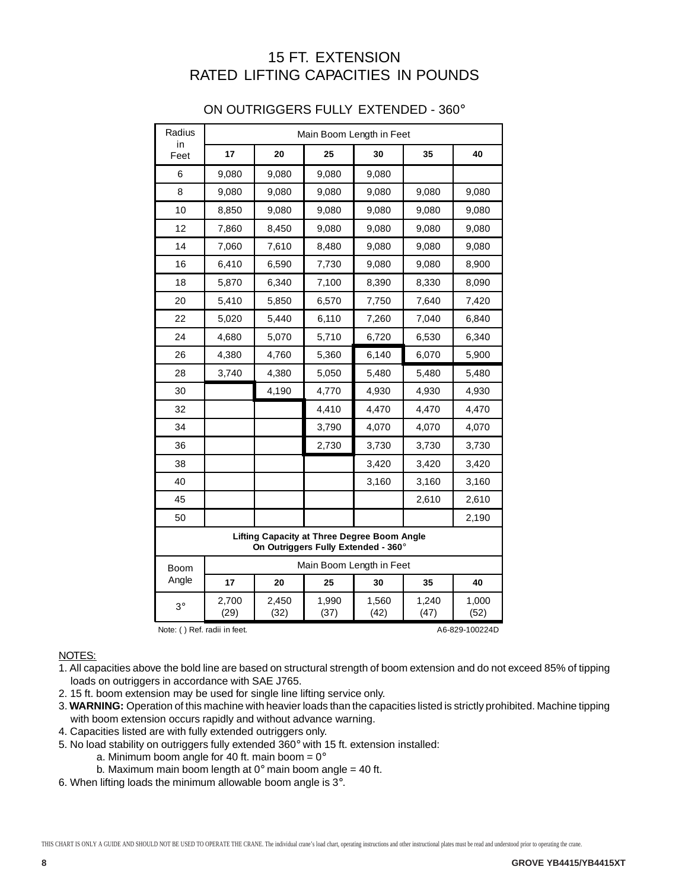# 15 FT. EXTENSION
# RATED LIFTING CAPACITIES IN POUNDS

## ON OUTRIGGERS FULLY EXTENDED - 360°

| Radius in Feet | Main Boom Length in Feet | | | | | |
|---|---|---|---|---|---|---|
| | **17** | **20** | **25** | **30** | **35** | **40** |
| 6 | 9,080 | 9,080 | 9,080 | 9,080 | | |
| 8 | 9,080 | 9,080 | 9,080 | 9,080 | 9,080 | 9,080 |
| 10 | 8,850 | 9,080 | 9,080 | 9,080 | 9,080 | 9,080 |
| 12 | 7,860 | 8,450 | 9,080 | 9,080 | 9,080 | 9,080 |
| 14 | 7,060 | 7,610 | 8,480 | 9,080 | 9,080 | 9,080 |
| 16 | 6,410 | 6,590 | 7,730 | 9,080 | 9,080 | 8,900 |
| 18 | 5,870 | 6,340 | 7,100 | 8,390 | 8,330 | 8,090 |
| 20 | 5,410 | 5,850 | 6,570 | 7,750 | 7,640 | 7,420 |
| 22 | 5,020 | 5,440 | 6,110 | 7,260 | 7,040 | 6,840 |
| 24 | 4,680 | 5,070 | 5,710 | 6,720 | 6,530 | 6,340 |
| 26 | 4,380 | 4,760 | 5,360 | 6,140 | 6,070 | 5,900 |
| 28 | 3,740 | 4,380 | 5,050 | 5,480 | 5,480 | 5,480 |
| 30 | | 4,190 | 4,770 | 4,930 | 4,930 | 4,930 |
| 32 | | | 4,410 | 4,470 | 4,470 | 4,470 |
| 34 | | | 3,790 | 4,070 | 4,070 | 4,070 |
| 36 | | | 2,730 | 3,730 | 3,730 | 3,730 |
| 38 | | | | 3,420 | 3,420 | 3,420 |
| 40 | | | | 3,160 | 3,160 | 3,160 |
| 45 | | | | | 2,610 | 2,610 |
| 50 | | | | | | 2,190 |

**Lifting Capacity at Three Degree Boom Angle On Outriggers Fully Extended - 360°**

| Boom Angle | Main Boom Length in Feet | | | | | |
|---|---|---|---|---|---|---|
| | **17** | **20** | **25** | **30** | **35** | **40** |
| 3° | 2,700 (29) | 2,450 (32) | 1,990 (37) | 1,560 (42) | 1,240 (47) | 1,000 (52) |

Note: ( ) Ref. radii in feet.

A6-829-100224D

NOTES:

1. All capacities above the bold line are based on structural strength of boom extension and do not exceed 85% of tipping loads on outriggers in accordance with SAE J765.
2. 15 ft. boom extension may be used for single line lifting service only.
3. **WARNING:** Operation of this machine with heavier loads than the capacities listed is strictly prohibited. Machine tipping with boom extension occurs rapidly and without advance warning.
4. Capacities listed are with fully extended outriggers only.
5. No load stability on outriggers fully extended 360° with 15 ft. extension installed:
   a. Minimum boom angle for 40 ft. main boom = 0°
   b. Maximum main boom length at 0° main boom angle = 40 ft.
6. When lifting loads the minimum allowable boom angle is 3°.

THIS CHART IS ONLY A GUIDE AND SHOULD NOT BE USED TO OPERATE THE CRANE. The individual crane's load chart, operating instructions and other instructional plates must be read and understood prior to operating the crane.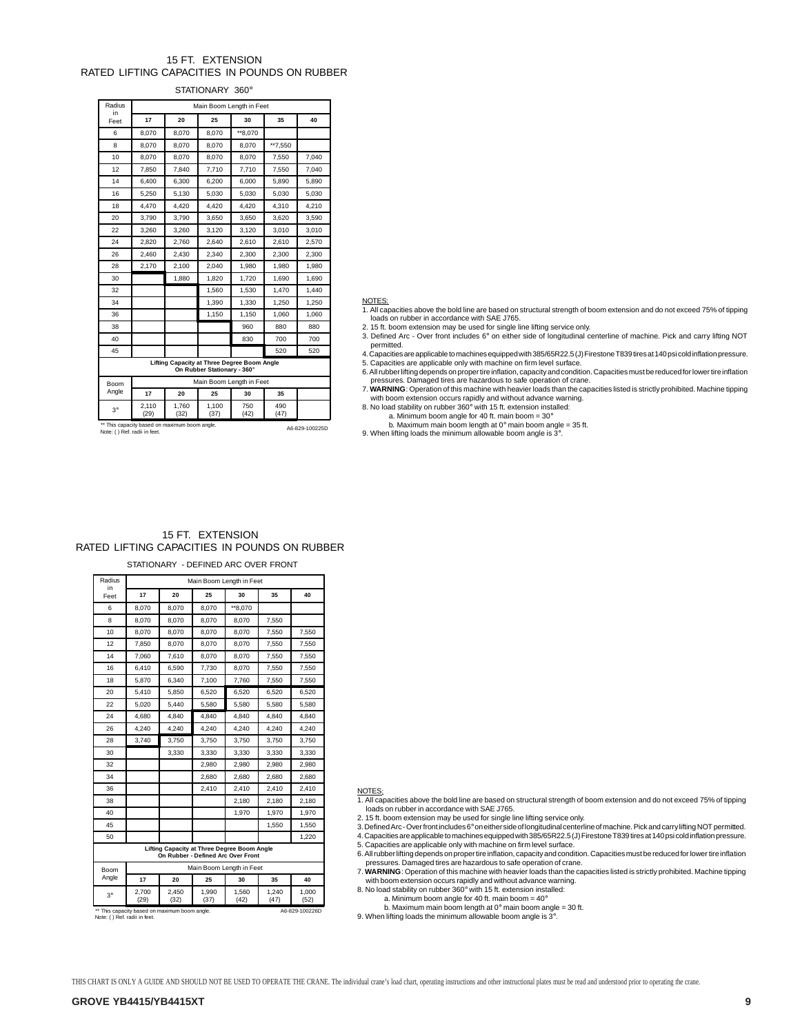## 15 FT. EXTENSION
## RATED LIFTING CAPACITIES IN POUNDS ON RUBBER

STATIONARY 360°

| Radius in Feet | Main Boom Length in Feet | | | | | |
|---|---|---|---|---|---|---|
| | 17 | 20 | 25 | 30 | 35 | 40 |
| 6 | 8,070 | 8,070 | 8,070 | **8,070 | | |
| 8 | 8,070 | 8,070 | 8,070 | 8,070 | **7,550 | |
| 10 | 8,070 | 8,070 | 8,070 | 8,070 | 7,550 | 7,040 |
| 12 | 7,850 | 7,840 | 7,710 | 7,710 | 7,550 | 7,040 |
| 14 | 6,400 | 6,300 | 6,200 | 6,000 | 5,890 | 5,890 |
| 16 | 5,250 | 5,130 | 5,030 | 5,030 | 5,030 | 5,030 |
| 18 | 4,470 | 4,420 | 4,420 | 4,420 | 4,310 | 4,210 |
| 20 | 3,790 | 3,790 | 3,650 | 3,650 | 3,620 | 3,590 |
| 22 | 3,260 | 3,260 | 3,120 | 3,120 | 3,010 | 3,010 |
| 24 | 2,820 | 2,760 | 2,640 | 2,610 | 2,610 | 2,570 |
| 26 | 2,460 | 2,430 | 2,340 | 2,300 | 2,300 | 2,300 |
| 28 | 2,170 | 2,100 | 2,040 | 1,980 | 1,980 | 1,980 |
| 30 | | 1,880 | 1,820 | 1,720 | 1,690 | 1,690 |
| 32 | | | 1,560 | 1,530 | 1,470 | 1,440 |
| 34 | | | 1,390 | 1,330 | 1,250 | 1,250 |
| 36 | | | 1,150 | 1,150 | 1,060 | 1,060 |
| 38 | | | | 960 | 880 | 880 |
| 40 | | | | 830 | 700 | 700 |
| 45 | | | | | 520 | 520 |

**Lifting Capacity at Three Degree Boom Angle On Rubber Stationary - 360°**

| Boom Angle | Main Boom Length in Feet | | | | | |
|---|---|---|---|---|---|---|
| | 17 | 20 | 25 | 30 | 35 | |
| 3° | 2,110 (29) | 1,760 (32) | 1,100 (37) | 750 (42) | 490 (47) | |

** This capacity based on maximum boom angle.
Note: ( ) Ref. radii in feet.

A6-829-100225D

NOTES:

1. All capacities above the bold line are based on structural strength of boom extension and do not exceed 75% of tipping loads on rubber in accordance with SAE J765.
2. 15 ft. boom extension may be used for single line lifting service only.
3. Defined Arc - Over front includes 6° on either side of longitudinal centerline of machine. Pick and carry lifting NOT permitted.
4. Capacities are applicable to machines equipped with 385/65R22.5 (J) Firestone T839 tires at 140 psi cold inflation pressure.
5. Capacities are applicable only with machine on firm level surface.
6. All rubber lifting depends on proper tire inflation, capacity and condition. Capacities must be reduced for lower tire inflation pressures. Damaged tires are hazardous to safe operation of crane.
7. **WARNING**: Operation of this machine with heavier loads than the capacities listed is strictly prohibited. Machine tipping with boom extension occurs rapidly and without advance warning.
8. No load stability on rubber 360° with 15 ft. extension installed:
   a. Minimum boom angle for 40 ft. main boom = 30°
   b. Maximum main boom length at 0° main boom angle = 35 ft.
9. When lifting loads the minimum allowable boom angle is 3°.

## 15 FT. EXTENSION
## RATED LIFTING CAPACITIES IN POUNDS ON RUBBER

STATIONARY - DEFINED ARC OVER FRONT

| Radius in Feet | Main Boom Length in Feet | | | | | |
|---|---|---|---|---|---|---|
| | 17 | 20 | 25 | 30 | 35 | 40 |
| 6 | 8,070 | 8,070 | 8,070 | **8,070 | | |
| 8 | 8,070 | 8,070 | 8,070 | 8,070 | 7,550 | |
| 10 | 8,070 | 8,070 | 8,070 | 8,070 | 7,550 | 7,550 |
| 12 | 7,850 | 8,070 | 8,070 | 8,070 | 7,550 | 7,550 |
| 14 | 7,060 | 7,610 | 8,070 | 8,070 | 7,550 | 7,550 |
| 16 | 6,410 | 6,590 | 7,730 | 8,070 | 7,550 | 7,550 |
| 18 | 5,870 | 6,340 | 7,100 | 7,760 | 7,550 | 7,550 |
| 20 | 5,410 | 5,850 | 6,520 | 6,520 | 6,520 | 6,520 |
| 22 | 5,020 | 5,440 | 5,580 | 5,580 | 5,580 | 5,580 |
| 24 | 4,680 | 4,840 | 4,840 | 4,840 | 4,840 | 4,840 |
| 26 | 4,240 | 4,240 | 4,240 | 4,240 | 4,240 | 4,240 |
| 28 | 3,740 | 3,750 | 3,750 | 3,750 | 3,750 | 3,750 |
| 30 | | 3,330 | 3,330 | 3,330 | 3,330 | 3,330 |
| 32 | | | 2,980 | 2,980 | 2,980 | 2,980 |
| 34 | | | 2,680 | 2,680 | 2,680 | 2,680 |
| 36 | | | 2,410 | 2,410 | 2,410 | 2,410 |
| 38 | | | | 2,180 | 2,180 | 2,180 |
| 40 | | | | 1,970 | 1,970 | 1,970 |
| 45 | | | | | 1,550 | 1,550 |
| 50 | | | | | | 1,220 |

**Lifting Capacity at Three Degree Boom Angle On Rubber - Defined Arc Over Front**

| Boom Angle | Main Boom Length in Feet | | | | | |
|---|---|---|---|---|---|---|
| | 17 | 20 | 25 | 30 | 35 | 40 |
| 3° | 2,700 (29) | 2,450 (32) | 1,990 (37) | 1,560 (42) | 1,240 (47) | 1,000 (52) |

** This capacity based on maximum boom angle.
Note: ( ) Ref. radii in feet.

A6-829-100226D

NOTES:

1. All capacities above the bold line are based on structural strength of boom extension and do not exceed 75% of tipping loads on rubber in accordance with SAE J765.
2. 15 ft. boom extension may be used for single line lifting service only.
3. Defined Arc - Over front includes 6° on either side of longitudinal centerline of machine. Pick and carry lifting NOT permitted.
4. Capacities are applicable to machines equipped with 385/65R22.5 (J) Firestone T839 tires at 140 psi cold inflation pressure.
5. Capacities are applicable only with machine on firm level surface.
6. All rubber lifting depends on proper tire inflation, capacity and condition. Capacities must be reduced for lower tire inflation pressures. Damaged tires are hazardous to safe operation of crane.
7. **WARNING**: Operation of this machine with heavier loads than the capacities listed is strictly prohibited. Machine tipping with boom extension occurs rapidly and without advance warning.
8. No load stability on rubber 360° with 15 ft. extension installed:
   a. Minimum boom angle for 40 ft. main boom = 40°
   b. Maximum main boom length at 0° main boom angle = 30 ft.
9. When lifting loads the minimum allowable boom angle is 3°.

THIS CHART IS ONLY A GUIDE AND SHOULD NOT BE USED TO OPERATE THE CRANE. The individual crane's load chart, operating instructions and other instructional plates must be read and understood prior to operating the crane.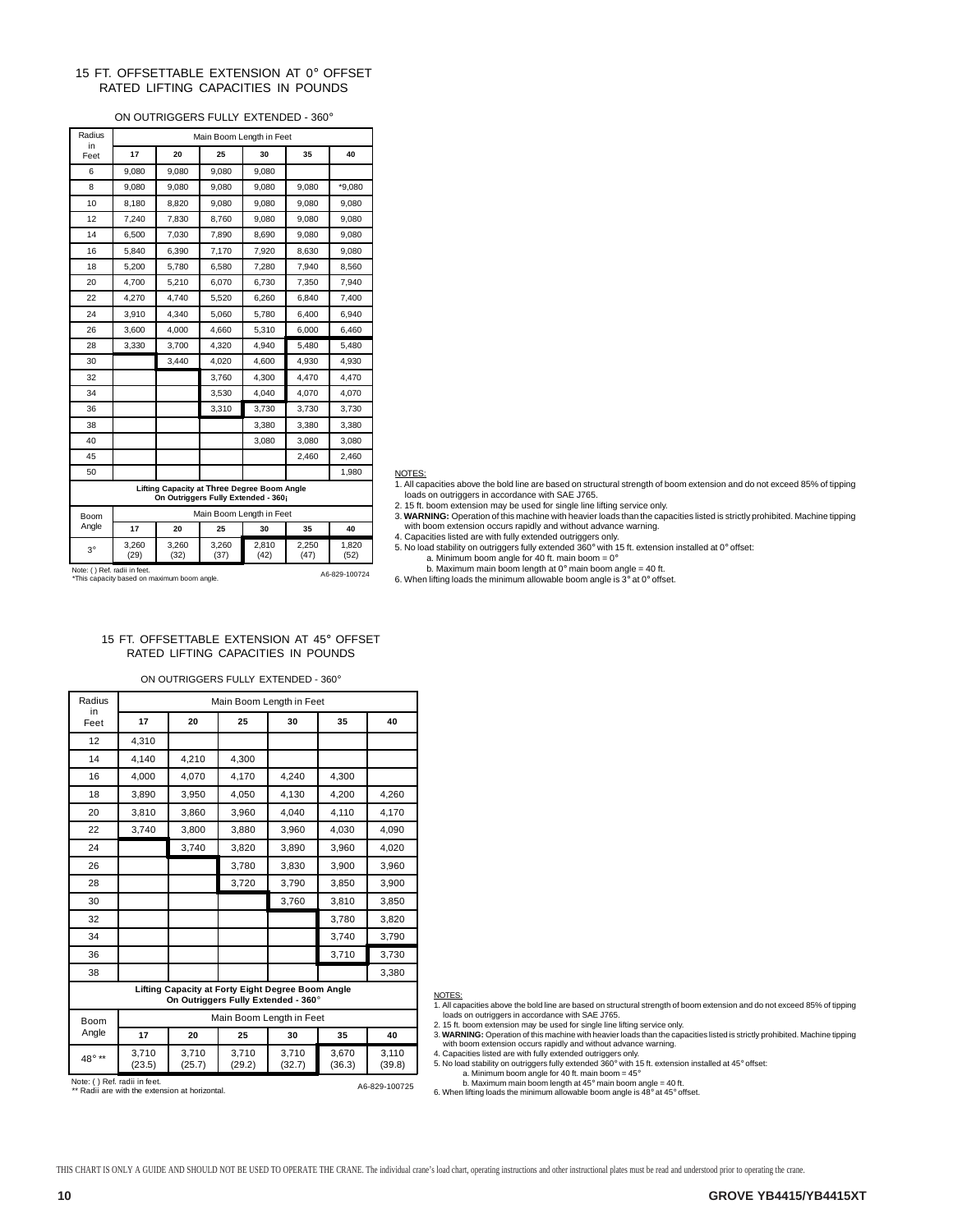## 15 FT. OFFSETTABLE EXTENSION AT 0° OFFSET RATED LIFTING CAPACITIES IN POUNDS

ON OUTRIGGERS FULLY EXTENDED - 360°

| Radius in Feet | Main Boom Length in Feet | | | | | |
|---|---|---|---|---|---|---|
| | 17 | 20 | 25 | 30 | 35 | 40 |
| 6 | 9,080 | 9,080 | 9,080 | 9,080 | | |
| 8 | 9,080 | 9,080 | 9,080 | 9,080 | 9,080 | *9,080 |
| 10 | 8,180 | 8,820 | 9,080 | 9,080 | 9,080 | 9,080 |
| 12 | 7,240 | 7,830 | 8,760 | 9,080 | 9,080 | 9,080 |
| 14 | 6,500 | 7,030 | 7,890 | 8,690 | 9,080 | 9,080 |
| 16 | 5,840 | 6,390 | 7,170 | 7,920 | 8,630 | 9,080 |
| 18 | 5,200 | 5,780 | 6,580 | 7,280 | 7,940 | 8,560 |
| 20 | 4,700 | 5,210 | 6,070 | 6,730 | 7,350 | 7,940 |
| 22 | 4,270 | 4,740 | 5,520 | 6,260 | 6,840 | 7,400 |
| 24 | 3,910 | 4,340 | 5,060 | 5,780 | 6,400 | 6,940 |
| 26 | 3,600 | 4,000 | 4,660 | 5,310 | 6,000 | 6,460 |
| 28 | 3,330 | 3,700 | 4,320 | 4,940 | 5,480 | 5,480 |
| 30 | | 3,440 | 4,020 | 4,600 | 4,930 | 4,930 |
| 32 | | | 3,760 | 4,300 | 4,470 | 4,470 |
| 34 | | | 3,530 | 4,040 | 4,070 | 4,070 |
| 36 | | | 3,310 | 3,730 | 3,730 | 3,730 |
| 38 | | | | 3,380 | 3,380 | 3,380 |
| 40 | | | | 3,080 | 3,080 | 3,080 |
| 45 | | | | | 2,460 | 2,460 |
| 50 | | | | | | 1,980 |

**Lifting Capacity at Three Degree Boom Angle On Outriggers Fully Extended - 360°**

| Boom Angle | Main Boom Length in Feet | | | | | |
|---|---|---|---|---|---|---|
| | 17 | 20 | 25 | 30 | 35 | 40 |
| 3° | 3,260 (29) | 3,260 (32) | 3,260 (37) | 2,810 (42) | 2,250 (47) | 1,820 (52) |

Note: ( ) Ref. radii in feet.
*This capacity based on maximum boom angle.

A6-829-100724

NOTES:
1. All capacities above the bold line are based on structural strength of boom extension and do not exceed 85% of tipping loads on outriggers in accordance with SAE J765.
2. 15 ft. boom extension may be used for single line lifting service only.
3. **WARNING:** Operation of this machine with heavier loads than the capacities listed is strictly prohibited. Machine tipping with boom extension occurs rapidly and without advance warning.
4. Capacities listed are with fully extended outriggers only.
5. No load stability on outriggers fully extended 360° with 15 ft. extension installed at 0° offset:
   a. Minimum boom angle for 40 ft. main boom = 0°
   b. Maximum main boom length at 0° main boom angle = 40 ft.
6. When lifting loads the minimum allowable boom angle is 3° at 0° offset.

## 15 FT. OFFSETTABLE EXTENSION AT 45° OFFSET RATED LIFTING CAPACITIES IN POUNDS

ON OUTRIGGERS FULLY EXTENDED - 360°

| Radius in Feet | Main Boom Length in Feet | | | | | |
|---|---|---|---|---|---|---|
| | 17 | 20 | 25 | 30 | 35 | 40 |
| 12 | 4,310 | | | | | |
| 14 | 4,140 | 4,210 | 4,300 | | | |
| 16 | 4,000 | 4,070 | 4,170 | 4,240 | 4,300 | |
| 18 | 3,890 | 3,950 | 4,050 | 4,130 | 4,200 | 4,260 |
| 20 | 3,810 | 3,860 | 3,960 | 4,040 | 4,110 | 4,170 |
| 22 | 3,740 | 3,800 | 3,880 | 3,960 | 4,030 | 4,090 |
| 24 | | 3,740 | 3,820 | 3,890 | 3,960 | 4,020 |
| 26 | | | 3,780 | 3,830 | 3,900 | 3,960 |
| 28 | | | 3,720 | 3,790 | 3,850 | 3,900 |
| 30 | | | | 3,760 | 3,810 | 3,850 |
| 32 | | | | | 3,780 | 3,820 |
| 34 | | | | | 3,740 | 3,790 |
| 36 | | | | | 3,710 | 3,730 |
| 38 | | | | | | 3,380 |

**Lifting Capacity at Forty Eight Degree Boom Angle On Outriggers Fully Extended - 360°**

| Boom Angle | Main Boom Length in Feet | | | | | |
|---|---|---|---|---|---|---|
| | 17 | 20 | 25 | 30 | 35 | 40 |
| 48° ** | 3,710 (23.5) | 3,710 (25.7) | 3,710 (29.2) | 3,710 (32.7) | 3,670 (36.3) | 3,110 (39.8) |

Note: ( ) Ref. radii in feet.
** Radii are with the extension at horizontal.

A6-829-100725

NOTES:
1. All capacities above the bold line are based on structural strength of boom extension and do not exceed 85% of tipping loads on outriggers in accordance with SAE J765.
2. 15 ft. boom extension may be used for single line lifting service only.
3. **WARNING:** Operation of this machine with heavier loads than the capacities listed is strictly prohibited. Machine tipping with boom extension occurs rapidly and without advance warning.
4. Capacities listed are with fully extended outriggers only.
5. No load stability on outriggers fully extended 360° with 15 ft. extension installed at 45° offset:
   a. Minimum boom angle for 40 ft. main boom = 45°
   b. Maximum main boom length at 45° main boom angle = 40 ft.
6. When lifting loads the minimum allowable boom angle is 48° at 45° offset.

THIS CHART IS ONLY A GUIDE AND SHOULD NOT BE USED TO OPERATE THE CRANE. The individual crane's load chart, operating instructions and other instructional plates must be read and understood prior to operating the crane.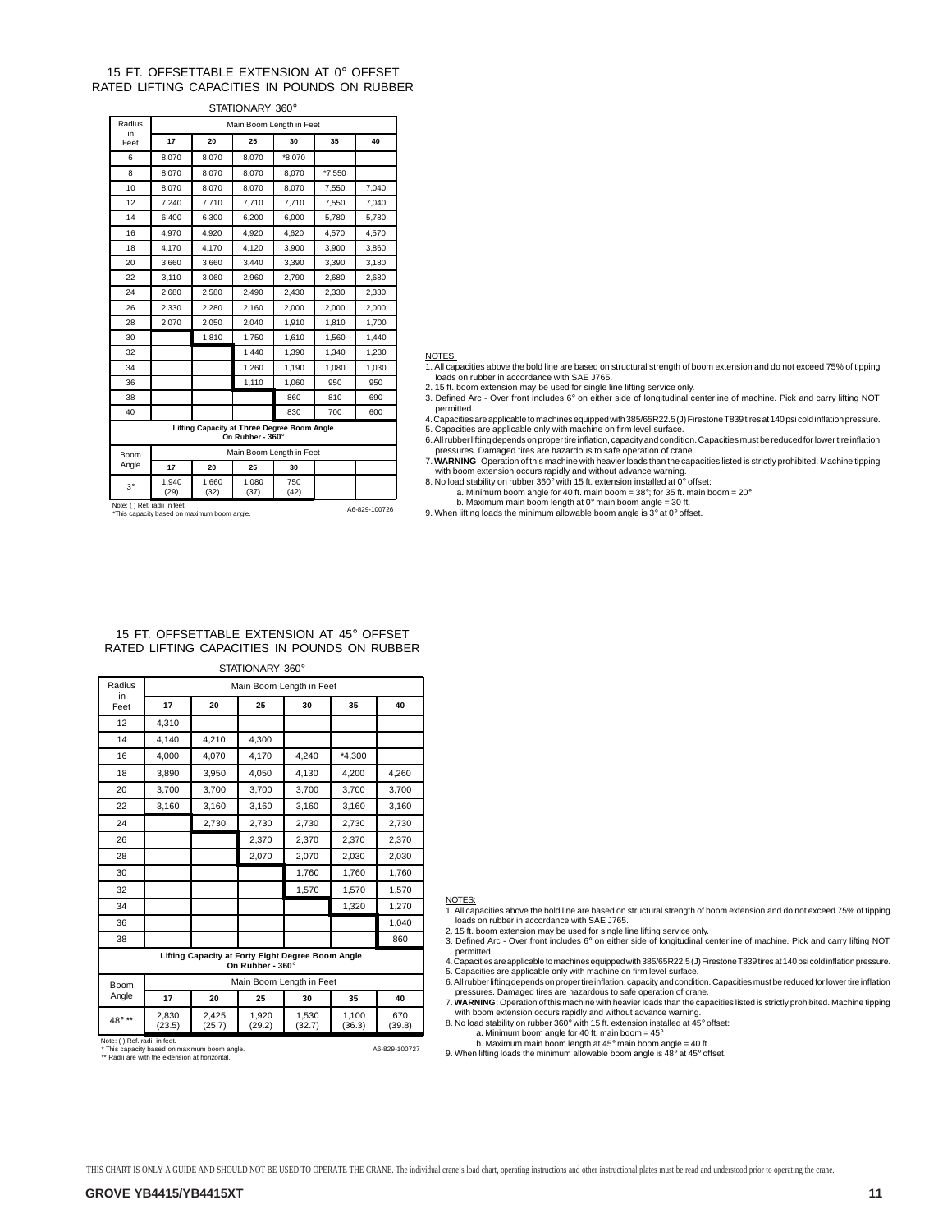## 15 FT. OFFSETTABLE EXTENSION AT 0° OFFSET RATED LIFTING CAPACITIES IN POUNDS ON RUBBER

STATIONARY 360°

| Radius in Feet | Main Boom Length in Feet | | | | | |
|---|---|---|---|---|---|---|
| | 17 | 20 | 25 | 30 | 35 | 40 |
| 6 | 8,070 | 8,070 | 8,070 | *8,070 | | |
| 8 | 8,070 | 8,070 | 8,070 | 8,070 | *7,550 | |
| 10 | 8,070 | 8,070 | 8,070 | 8,070 | 7,550 | 7,040 |
| 12 | 7,240 | 7,710 | 7,710 | 7,710 | 7,550 | 7,040 |
| 14 | 6,400 | 6,300 | 6,200 | 6,000 | 5,780 | 5,780 |
| 16 | 4,970 | 4,920 | 4,920 | 4,620 | 4,570 | 4,570 |
| 18 | 4,170 | 4,170 | 4,120 | 3,900 | 3,900 | 3,860 |
| 20 | 3,660 | 3,660 | 3,440 | 3,390 | 3,390 | 3,180 |
| 22 | 3,110 | 3,060 | 2,960 | 2,790 | 2,680 | 2,680 |
| 24 | 2,680 | 2,580 | 2,490 | 2,430 | 2,330 | 2,330 |
| 26 | 2,330 | 2,280 | 2,160 | 2,000 | 2,000 | 2,000 |
| 28 | 2,070 | 2,050 | 2,040 | 1,910 | 1,810 | 1,700 |
| 30 | | 1,810 | 1,750 | 1,610 | 1,560 | 1,440 |
| 32 | | | 1,440 | 1,390 | 1,340 | 1,230 |
| 34 | | | 1,260 | 1,190 | 1,080 | 1,030 |
| 36 | | | 1,110 | 1,060 | 950 | 950 |
| 38 | | | | 860 | 810 | 690 |
| 40 | | | | 830 | 700 | 600 |

Lifting Capacity at Three Degree Boom Angle On Rubber - 360°

| Boom Angle | Main Boom Length in Feet | | | |
|---|---|---|---|---|
| | 17 | 20 | 25 | 30 |
| 3° | 1,940 (29) | 1,660 (32) | 1,080 (37) | 750 (42) |

Note: ( ) Ref. radii in feet.
*This capacity based on maximum boom angle.

A6-829-100726

NOTES:

1. All capacities above the bold line are based on structural strength of boom extension and do not exceed 75% of tipping loads on rubber in accordance with SAE J765.
2. 15 ft. boom extension may be used for single line lifting service only.
3. Defined Arc - Over front includes 6° on either side of longitudinal centerline of machine. Pick and carry lifting NOT permitted.
4. Capacities are applicable to machines equipped with 385/65R22.5 (J) Firestone T839 tires at 140 psi cold inflation pressure.
5. Capacities are applicable only with machine on firm level surface.
6. All rubber lifting depends on proper tire inflation, capacity and condition. Capacities must be reduced for lower tire inflation pressures. Damaged tires are hazardous to safe operation of crane.
7. **WARNING**: Operation of this machine with heavier loads than the capacities listed is strictly prohibited. Machine tipping with boom extension occurs rapidly and without advance warning.
8. No load stability on rubber 360° with 15 ft. extension installed at 0° offset:
   a. Minimum boom angle for 40 ft. main boom = 38°; for 35 ft. main boom = 20°
   b. Maximum main boom length at 0° main boom angle = 30 ft.
9. When lifting loads the minimum allowable boom angle is 3° at 0° offset.

## 15 FT. OFFSETTABLE EXTENSION AT 45° OFFSET RATED LIFTING CAPACITIES IN POUNDS ON RUBBER

STATIONARY 360°

| Radius in Feet | Main Boom Length in Feet | | | | | |
|---|---|---|---|---|---|---|
| | 17 | 20 | 25 | 30 | 35 | 40 |
| 12 | 4,310 | | | | | |
| 14 | 4,140 | 4,210 | 4,300 | | | |
| 16 | 4,000 | 4,070 | 4,170 | 4,240 | *4,300 | |
| 18 | 3,890 | 3,950 | 4,050 | 4,130 | 4,200 | 4,260 |
| 20 | 3,700 | 3,700 | 3,700 | 3,700 | 3,700 | 3,700 |
| 22 | 3,160 | 3,160 | 3,160 | 3,160 | 3,160 | 3,160 |
| 24 | | 2,730 | 2,730 | 2,730 | 2,730 | 2,730 |
| 26 | | | 2,370 | 2,370 | 2,370 | 2,370 |
| 28 | | | 2,070 | 2,070 | 2,030 | 2,030 |
| 30 | | | | 1,760 | 1,760 | 1,760 |
| 32 | | | | 1,570 | 1,570 | 1,570 |
| 34 | | | | | 1,320 | 1,270 |
| 36 | | | | | | 1,040 |
| 38 | | | | | | 860 |

Lifting Capacity at Forty Eight Degree Boom Angle On Rubber - 360°

| Boom Angle | Main Boom Length in Feet | | | | | |
|---|---|---|---|---|---|---|
| | 17 | 20 | 25 | 30 | 35 | 40 |
| 48° ** | 2,830 (23.5) | 2,425 (25.7) | 1,920 (29.2) | 1,530 (32.7) | 1,100 (36.3) | 670 (39.8) |

Note: ( ) Ref. radii in feet.
* This capacity based on maximum boom angle.
** Radii are with the extension at horizontal.

A6-829-100727

NOTES:

1. All capacities above the bold line are based on structural strength of boom extension and do not exceed 75% of tipping loads on rubber in accordance with SAE J765.
2. 15 ft. boom extension may be used for single line lifting service only.
3. Defined Arc - Over front includes 6° on either side of longitudinal centerline of machine. Pick and carry lifting NOT permitted.
4. Capacities are applicable to machines equipped with 385/65R22.5 (J) Firestone T839 tires at 140 psi cold inflation pressure.
5. Capacities are applicable only with machine on firm level surface.
6. All rubber lifting depends on proper tire inflation, capacity and condition. Capacities must be reduced for lower tire inflation pressures. Damaged tires are hazardous to safe operation of crane.
7. **WARNING**: Operation of this machine with heavier loads than the capacities listed is strictly prohibited. Machine tipping with boom extension occurs rapidly and without advance warning.
8. No load stability on rubber 360° with 15 ft. extension installed at 45° offset:
   a. Minimum boom angle for 40 ft. main boom = 45°
   b. Maximum main boom length at 45° main boom angle = 40 ft.
9. When lifting loads the minimum allowable boom angle is 48° at 45° offset.

THIS CHART IS ONLY A GUIDE AND SHOULD NOT BE USED TO OPERATE THE CRANE. The individual crane's load chart, operating instructions and other instructional plates must be read and understood prior to operating the crane.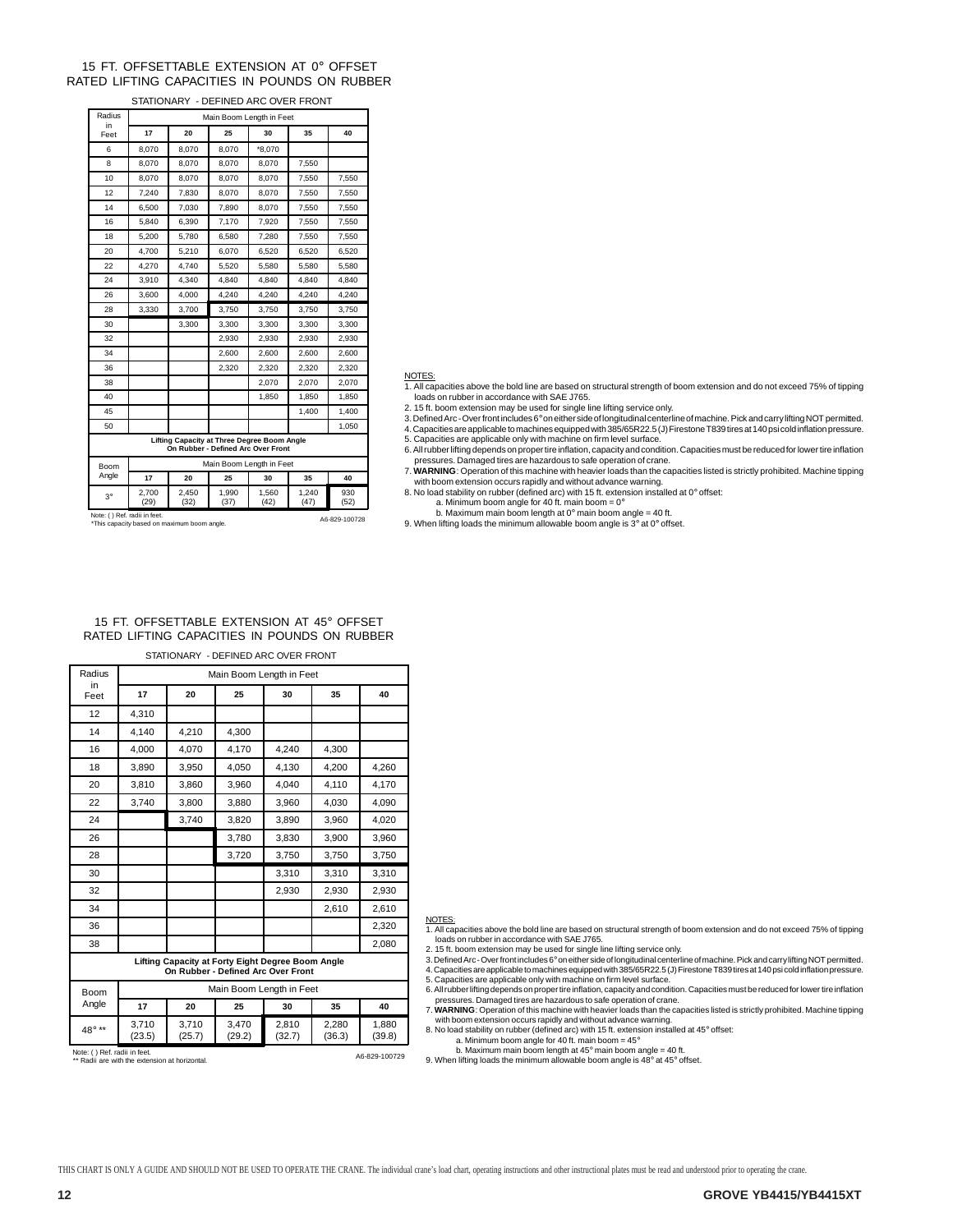## 15 FT. OFFSETTABLE EXTENSION AT 0° OFFSET RATED LIFTING CAPACITIES IN POUNDS ON RUBBER

STATIONARY - DEFINED ARC OVER FRONT

| Radius in Feet | Main Boom Length in Feet | | | | | |
|---|---|---|---|---|---|---|
| | 17 | 20 | 25 | 30 | 35 | 40 |
| 6 | 8,070 | 8,070 | 8,070 | *8,070 | | |
| 8 | 8,070 | 8,070 | 8,070 | 8,070 | 7,550 | |
| 10 | 8,070 | 8,070 | 8,070 | 8,070 | 7,550 | 7,550 |
| 12 | 7,240 | 7,830 | 8,070 | 8,070 | 7,550 | 7,550 |
| 14 | 6,500 | 7,030 | 7,890 | 8,070 | 7,550 | 7,550 |
| 16 | 5,840 | 6,390 | 7,170 | 7,920 | 7,550 | 7,550 |
| 18 | 5,200 | 5,780 | 6,580 | 7,280 | 7,550 | 7,550 |
| 20 | 4,700 | 5,210 | 6,070 | 6,520 | 6,520 | 6,520 |
| 22 | 4,270 | 4,740 | 5,520 | 5,580 | 5,580 | 5,580 |
| 24 | 3,910 | 4,340 | 4,840 | 4,840 | 4,840 | 4,840 |
| 26 | 3,600 | 4,000 | 4,240 | 4,240 | 4,240 | 4,240 |
| 28 | 3,330 | 3,700 | 3,750 | 3,750 | 3,750 | 3,750 |
| 30 | | 3,300 | 3,300 | 3,300 | 3,300 | 3,300 |
| 32 | | | 2,930 | 2,930 | 2,930 | 2,930 |
| 34 | | | 2,600 | 2,600 | 2,600 | 2,600 |
| 36 | | | 2,320 | 2,320 | 2,320 | 2,320 |
| 38 | | | | 2,070 | 2,070 | 2,070 |
| 40 | | | | 1,850 | 1,850 | 1,850 |
| 45 | | | | | 1,400 | 1,400 |
| 50 | | | | | | 1,050 |

**Lifting Capacity at Three Degree Boom Angle On Rubber - Defined Arc Over Front**

| Boom Angle | Main Boom Length in Feet | | | | | |
|---|---|---|---|---|---|---|
| | 17 | 20 | 25 | 30 | 35 | 40 |
| 3° | 2,700 (29) | 2,450 (32) | 1,990 (37) | 1,560 (42) | 1,240 (47) | 930 (52) |

Note: ( ) Ref. radii in feet.
*This capacity based on maximum boom angle.

A6-829-100728

NOTES:
1. All capacities above the bold line are based on structural strength of boom extension and do not exceed 75% of tipping loads on rubber in accordance with SAE J765.
2. 15 ft. boom extension may be used for single line lifting service only.
3. Defined Arc - Over front includes 6° on either side of longitudinal centerline of machine. Pick and carry lifting NOT permitted.
4. Capacities are applicable to machines equipped with 385/65R22.5 (J) Firestone T839 tires at 140 psi cold inflation pressure.
5. Capacities are applicable only with machine on firm level surface.
6. All rubber lifting depends on proper tire inflation, capacity and condition. Capacities must be reduced for lower tire inflation pressures. Damaged tires are hazardous to safe operation of crane.
7. **WARNING**: Operation of this machine with heavier loads than the capacities listed is strictly prohibited. Machine tipping with boom extension occurs rapidly and without advance warning.
8. No load stability on rubber (defined arc) with 15 ft. extension installed at 0° offset:
   a. Minimum boom angle for 40 ft. main boom = 0°
   b. Maximum main boom length at 0° main boom angle = 40 ft.
9. When lifting loads the minimum allowable boom angle is 3° at 0° offset.

## 15 FT. OFFSETTABLE EXTENSION AT 45° OFFSET RATED LIFTING CAPACITIES IN POUNDS ON RUBBER

STATIONARY - DEFINED ARC OVER FRONT

| Radius in Feet | Main Boom Length in Feet | | | | | |
|---|---|---|---|---|---|---|
| | 17 | 20 | 25 | 30 | 35 | 40 |
| 12 | 4,310 | | | | | |
| 14 | 4,140 | 4,210 | 4,300 | | | |
| 16 | 4,000 | 4,070 | 4,170 | 4,240 | 4,300 | |
| 18 | 3,890 | 3,950 | 4,050 | 4,130 | 4,200 | 4,260 |
| 20 | 3,810 | 3,860 | 3,960 | 4,040 | 4,110 | 4,170 |
| 22 | 3,740 | 3,800 | 3,880 | 3,960 | 4,030 | 4,090 |
| 24 | | 3,740 | 3,820 | 3,890 | 3,960 | 4,020 |
| 26 | | | 3,780 | 3,830 | 3,900 | 3,960 |
| 28 | | | 3,720 | 3,750 | 3,750 | 3,750 |
| 30 | | | | 3,310 | 3,310 | 3,310 |
| 32 | | | | 2,930 | 2,930 | 2,930 |
| 34 | | | | | 2,610 | 2,610 |
| 36 | | | | | | 2,320 |
| 38 | | | | | | 2,080 |

**Lifting Capacity at Forty Eight Degree Boom Angle On Rubber - Defined Arc Over Front**

| Boom Angle | Main Boom Length in Feet | | | | | |
|---|---|---|---|---|---|---|
| | 17 | 20 | 25 | 30 | 35 | 40 |
| 48° ** | 3,710 (23.5) | 3,710 (25.7) | 3,470 (29.2) | 2,810 (32.7) | 2,280 (36.3) | 1,880 (39.8) |

Note: ( ) Ref. radii in feet.
** Radii are with the extension at horizontal.

A6-829-100729

NOTES:
1. All capacities above the bold line are based on structural strength of boom extension and do not exceed 75% of tipping loads on rubber in accordance with SAE J765.
2. 15 ft. boom extension may be used for single line lifting service only.
3. Defined Arc - Over front includes 6° on either side of longitudinal centerline of machine. Pick and carry lifting NOT permitted.
4. Capacities are applicable to machines equipped with 385/65R22.5 (J) Firestone T839 tires at 140 psi cold inflation pressure.
5. Capacities are applicable only with machine on firm level surface.
6. All rubber lifting depends on proper tire inflation, capacity and condition. Capacities must be reduced for lower tire inflation pressures. Damaged tires are hazardous to safe operation of crane.
7. **WARNING**: Operation of this machine with heavier loads than the capacities listed is strictly prohibited. Machine tipping with boom extension occurs rapidly and without advance warning.
8. No load stability on rubber (defined arc) with 15 ft. extension installed at 45° offset:
   a. Minimum boom angle for 40 ft. main boom = 45°
   b. Maximum main boom length at 45° main boom angle = 40 ft.
9. When lifting loads the minimum allowable boom angle is 48° at 45° offset.

THIS CHART IS ONLY A GUIDE AND SHOULD NOT BE USED TO OPERATE THE CRANE. The individual crane's load chart, operating instructions and other instructional plates must be read and understood prior to operating the crane.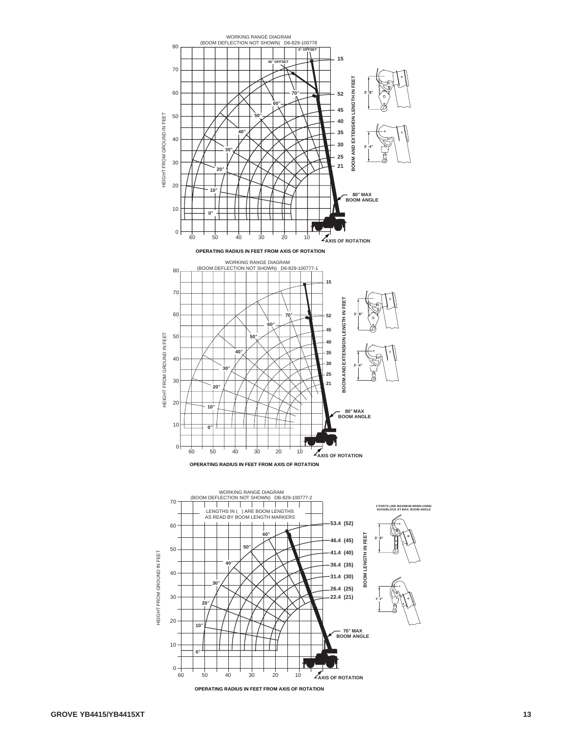WORKING RANGE DIAGRAM
(BOOM DEFLECTION NOT SHOWN) D6-829-100778

0° OFFSET

45° OFFSET

HEIGHT FROM GROUND IN FEET

BOOM AND EXTENSION LENGTH IN FEET

15, 52, 45, 40, 35, 30, 25, 21

3'-8"

3'-4"

80° MAX BOOM ANGLE

AXIS OF ROTATION

OPERATING RADIUS IN FEET FROM AXIS OF ROTATION

WORKING RANGE DIAGRAM
(BOOM DEFLECTION NOT SHOWN) D6-829-100777-1

HEIGHT FROM GROUND IN FEET

BOOM AND EXTENSION LENGTH IN FEET

15, 52, 45, 40, 35, 30, 25, 21

3'-8"

3'-4"

80° MAX BOOM ANGLE

AXIS OF ROTATION

OPERATING RADIUS IN FEET FROM AXIS OF ROTATION

WORKING RANGE DIAGRAM
(BOOM DEFLECTION NOT SHOWN) DB-829-100777-2

LENGTHS IN ( ) ARE BOOM LENGTHS AS READ BY BOOM LENGTH MARKERS

HEIGHT FROM GROUND IN FEET

BOOM LENGTH IN FEET

53.4 (52), 46.4 (45), 41.4 (40), 36.4 (35), 31.4 (30), 26.4 (25), 22.4 (21)

2 PARTS LINE MAXIMUM WHEN USING HOOKBLOCK AT MAX. BOOM ANGLE

3'-6"

3'-2"

70° MAX BOOM ANGLE

AXIS OF ROTATION

OPERATING RADIUS IN FEET FROM AXIS OF ROTATION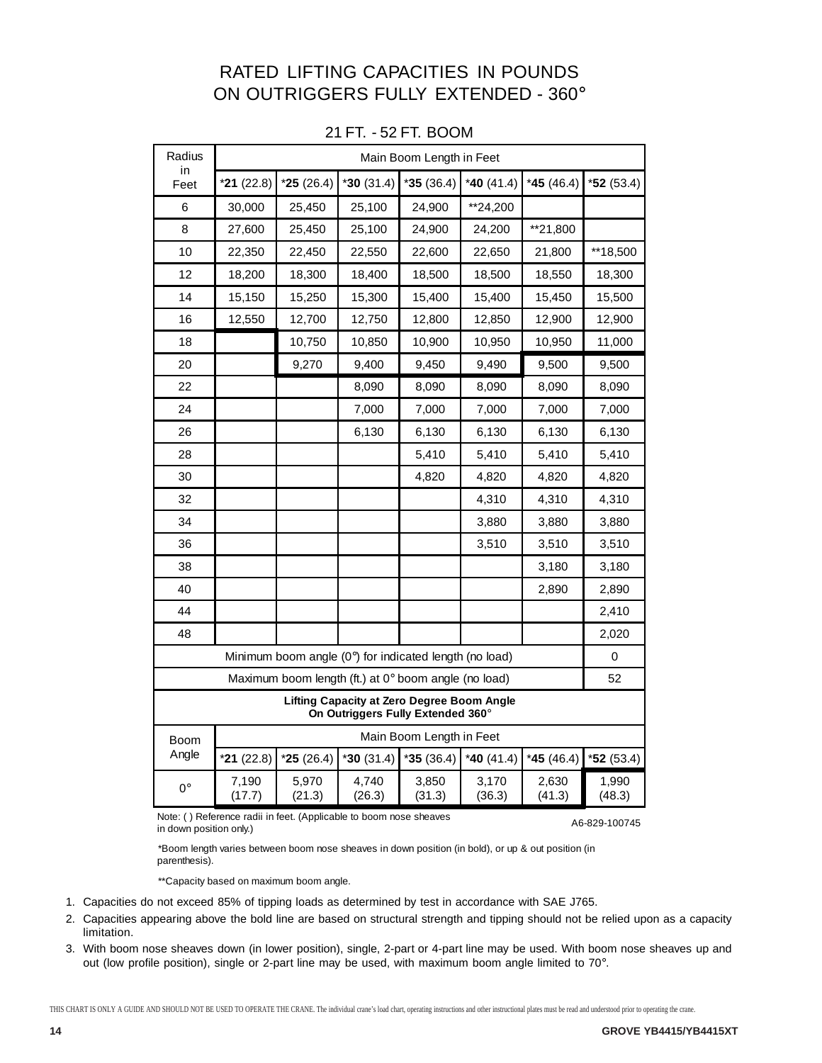# RATED LIFTING CAPACITIES IN POUNDS ON OUTRIGGERS FULLY EXTENDED - 360°

## 21 FT. - 52 FT. BOOM

| Radius in Feet | Main Boom Length in Feet | | | | | | |
|---|---|---|---|---|---|---|---|
| | ***21** (22.8) | ***25** (26.4) | ***30** (31.4) | ***35** (36.4) | ***40** (41.4) | ***45** (46.4) | ***52** (53.4) |
| 6 | 30,000 | 25,450 | 25,100 | 24,900 | **24,200 | | |
| 8 | 27,600 | 25,450 | 25,100 | 24,900 | 24,200 | **21,800 | |
| 10 | 22,350 | 22,450 | 22,550 | 22,600 | 22,650 | 21,800 | **18,500 |
| 12 | 18,200 | 18,300 | 18,400 | 18,500 | 18,500 | 18,550 | 18,300 |
| 14 | 15,150 | 15,250 | 15,300 | 15,400 | 15,400 | 15,450 | 15,500 |
| 16 | 12,550 | 12,700 | 12,750 | 12,800 | 12,850 | 12,900 | 12,900 |
| 18 | | 10,750 | 10,850 | 10,900 | 10,950 | 10,950 | 11,000 |
| 20 | | 9,270 | 9,400 | 9,450 | 9,490 | 9,500 | 9,500 |
| 22 | | | 8,090 | 8,090 | 8,090 | 8,090 | 8,090 |
| 24 | | | 7,000 | 7,000 | 7,000 | 7,000 | 7,000 |
| 26 | | | 6,130 | 6,130 | 6,130 | 6,130 | 6,130 |
| 28 | | | | 5,410 | 5,410 | 5,410 | 5,410 |
| 30 | | | | 4,820 | 4,820 | 4,820 | 4,820 |
| 32 | | | | | 4,310 | 4,310 | 4,310 |
| 34 | | | | | 3,880 | 3,880 | 3,880 |
| 36 | | | | | 3,510 | 3,510 | 3,510 |
| 38 | | | | | | 3,180 | 3,180 |
| 40 | | | | | | 2,890 | 2,890 |
| 44 | | | | | | | 2,410 |
| 48 | | | | | | | 2,020 |
| Minimum boom angle (0°) for indicated length (no load) | | | | | | | 0 |
| Maximum boom length (ft.) at 0° boom angle (no load) | | | | | | | 52 |

**Lifting Capacity at Zero Degree Boom Angle On Outriggers Fully Extended 360°**

| Boom Angle | Main Boom Length in Feet | | | | | | |
|---|---|---|---|---|---|---|---|
| | ***21** (22.8) | ***25** (26.4) | ***30** (31.4) | ***35** (36.4) | ***40** (41.4) | ***45** (46.4) | ***52** (53.4) |
| 0° | 7,190 (17.7) | 5,970 (21.3) | 4,740 (26.3) | 3,850 (31.3) | 3,170 (36.3) | 2,630 (41.3) | 1,990 (48.3) |

Note: ( ) Reference radii in feet. (Applicable to boom nose sheaves in down position only.)

A6-829-100745

*Boom length varies between boom nose sheaves in down position (in bold), or up & out position (in parenthesis).

**Capacity based on maximum boom angle.

1. Capacities do not exceed 85% of tipping loads as determined by test in accordance with SAE J765.
2. Capacities appearing above the bold line are based on structural strength and tipping should not be relied upon as a capacity limitation.
3. With boom nose sheaves down (in lower position), single, 2-part or 4-part line may be used. With boom nose sheaves up and out (low profile position), single or 2-part line may be used, with maximum boom angle limited to 70°.

THIS CHART IS ONLY A GUIDE AND SHOULD NOT BE USED TO OPERATE THE CRANE. The individual crane's load chart, operating instructions and other instructional plates must be read and understood prior to operating the crane.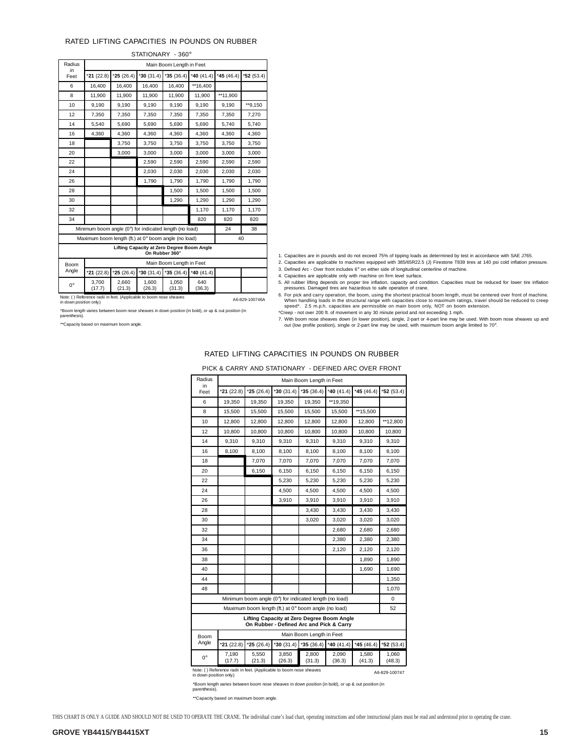## RATED LIFTING CAPACITIES IN POUNDS ON RUBBER

### STATIONARY - 360°

| Radius in Feet | Main Boom Length in Feet | | | | | | |
|---|---|---|---|---|---|---|---|
| | ***21** (22.8) | ***25** (26.4) | ***30** (31.4) | ***35** (36.4) | ***40** (41.4) | ***45** (46.4) | ***52** (53.4) |
| 6 | 16,400 | 16,400 | 16,400 | 16,400 | **16,400 | | |
| 8 | 11,900 | 11,900 | 11,900 | 11,900 | 11,900 | **11,900 | |
| 10 | 9,190 | 9,190 | 9,190 | 9,190 | 9,190 | 9,190 | **9,150 |
| 12 | 7,350 | 7,350 | 7,350 | 7,350 | 7,350 | 7,350 | 7,270 |
| 14 | 5,540 | 5,690 | 5,690 | 5,690 | 5,690 | 5,740 | 5,740 |
| 16 | 4,360 | 4,360 | 4,360 | 4,360 | 4,360 | 4,360 | 4,360 |
| 18 | | 3,750 | 3,750 | 3,750 | 3,750 | 3,750 | 3,750 |
| 20 | | 3,000 | 3,000 | 3,000 | 3,000 | 3,000 | 3,000 |
| 22 | | | 2,590 | 2,590 | 2,590 | 2,590 | 2,590 |
| 24 | | | 2,030 | 2,030 | 2,030 | 2,030 | 2,030 |
| 26 | | | 1,790 | 1,790 | 1,790 | 1,790 | 1,790 |
| 28 | | | | 1,500 | 1,500 | 1,500 | 1,500 |
| 30 | | | | 1,290 | 1,290 | 1,290 | 1,290 |
| 32 | | | | | 1,170 | 1,170 | 1,170 |
| 34 | | | | | 820 | 820 | 820 |
| Minimum boom angle (0°) for indicated length (no load) | | | | | | 24 | 38 |
| Maximum boom length (ft.) at 0° boom angle (no load) | | | | | | 40 | |

**Lifting Capacity at Zero Degree Boom Angle On Rubber 360°**

| Boom Angle | Main Boom Length in Feet | | | | | | |
|---|---|---|---|---|---|---|---|
| | ***21** (22.8) | ***25** (26.4) | ***30** (31.4) | ***35** (36.4) | ***40** (41.4) | | |
| 0° | 3,700 (17.7) | 2,660 (21.3) | 1,600 (26.3) | 1,050 (31.3) | 640 (36.3) | | |

Note: ( ) Reference radii in feet. (Applicable to boom nose sheaves in down position only.)

A6-829-100746A

*Boom length varies between boom nose sheaves in down position (in bold), or up & out position (in parenthesis).

**Capacity based on maximum boom angle.

1. Capacities are in pounds and do not exceed 75% of tipping loads as determined by test in accordance with SAE J765.
2. Capacities are applicable to machines equipped with 385/65R22.5 (J) Firestone T839 tires at 140 psi cold inflation pressure.
3. Defined Arc - Over front includes 6° on either side of longitudinal centerline of machine.
4. Capacities are applicable only with machine on firm level surface.
5. All rubber lifting depends on proper tire inflation, capacity and condition. Capacities must be reduced for lower tire inflation pressures. Damaged tires are hazardous to safe operation of crane.
6. For pick and carry operation, the boom, using the shortest practical boom length, must be centered over front of machine. When handling loads in the structural range with capacities close to maximum ratings, travel should be reduced to creep speed*. 2.5 m.p.h. capacities are permissible on main boom only, NOT on boom extension.

*Creep - not over 200 ft. of movement in any 30 minute period and not exceeding 1 mph.

7. With boom nose sheaves down (in lower position), single, 2-part or 4-part line may be used. With boom nose sheaves up and out (low profile position), single or 2-part line may be used, with maximum boom angle limited to 70°.

## RATED LIFTING CAPACITIES IN POUNDS ON RUBBER

### PICK & CARRY AND STATIONARY - DEFINED ARC OVER FRONT

| Radius in Feet | Main Boom Length in Feet | | | | | | |
|---|---|---|---|---|---|---|---|
| | ***21** (22.8) | ***25** (26.4) | ***30** (31.4) | ***35** (36.4) | ***40** (41.4) | ***45** (46.4) | ***52** (53.4) |
| 6 | 19,350 | 19,350 | 19,350 | 19,350 | **19,350 | | |
| 8 | 15,500 | 15,500 | 15,500 | 15,500 | 15,500 | **15,500 | |
| 10 | 12,800 | 12,800 | 12,800 | 12,800 | 12,800 | 12,800 | **12,800 |
| 12 | 10,800 | 10,800 | 10,800 | 10,800 | 10,800 | 10,800 | 10,800 |
| 14 | 9,310 | 9,310 | 9,310 | 9,310 | 9,310 | 9,310 | 9,310 |
| 16 | 8,100 | 8,100 | 8,100 | 8,100 | 8,100 | 8,100 | 8,100 |
| 18 | | 7,070 | 7,070 | 7,070 | 7,070 | 7,070 | 7,070 |
| 20 | | 6,150 | 6,150 | 6,150 | 6,150 | 6,150 | 6,150 |
| 22 | | | 5,230 | 5,230 | 5,230 | 5,230 | 5,230 |
| 24 | | | 4,500 | 4,500 | 4,500 | 4,500 | 4,500 |
| 26 | | | 3,910 | 3,910 | 3,910 | 3,910 | 3,910 |
| 28 | | | | 3,430 | 3,430 | 3,430 | 3,430 |
| 30 | | | | 3,020 | 3,020 | 3,020 | 3,020 |
| 32 | | | | | 2,680 | 2,680 | 2,680 |
| 34 | | | | | 2,380 | 2,380 | 2,380 |
| 36 | | | | | 2,120 | 2,120 | 2,120 |
| 38 | | | | | | 1,890 | 1,890 |
| 40 | | | | | | 1,690 | 1,690 |
| 44 | | | | | | | 1,350 |
| 48 | | | | | | | 1,070 |
| Minimum boom angle (0°) for indicated length (no load) | | | | | | | 0 |
| Maximum boom length (ft.) at 0° boom angle (no load) | | | | | | | 52 |

**Lifting Capacity at Zero Degree Boom Angle On Rubber - Defined Arc and Pick & Carry**

| Boom Angle | Main Boom Length in Feet | | | | | | |
|---|---|---|---|---|---|---|---|
| | ***21** (22.8) | ***25** (26.4) | ***30** (31.4) | ***35** (36.4) | ***40** (41.4) | ***45** (46.4) | ***52** (53.4) |
| 0° | 7,190 (17.7) | 5,550 (21.3) | 3,850 (26.3) | 2,800 (31.3) | 2,090 (36.3) | 1,580 (41.3) | 1,060 (48.3) |

Note: ( ) Reference radii in feet. (Applicable to boom nose sheaves in down position only.)

A6-829-100747

*Boom length varies between boom nose sheaves in down position (in bold), or up & out position (in parenthesis).

**Capacity based on maximum boom angle.

THIS CHART IS ONLY A GUIDE AND SHOULD NOT BE USED TO OPERATE THE CRANE. The individual crane's load chart, operating instructions and other instructional plates must be read and understood prior to operating the crane.

**GROVE YB4415/YB4415XT**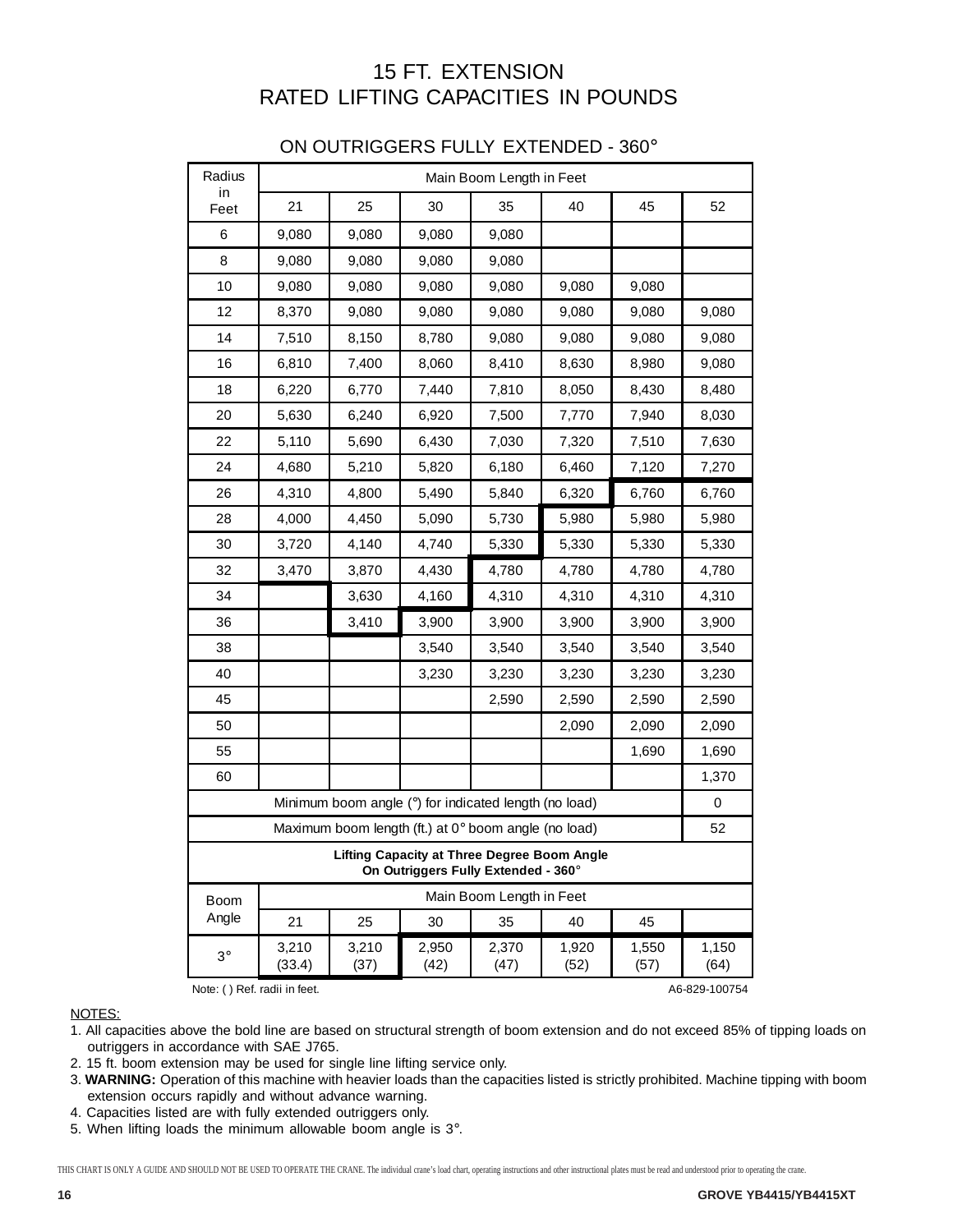# 15 FT. EXTENSION
# RATED LIFTING CAPACITIES IN POUNDS

## ON OUTRIGGERS FULLY EXTENDED - 360°

| Radius in Feet | Main Boom Length in Feet | | | | | | |
|---|---|---|---|---|---|---|---|
| | 21 | 25 | 30 | 35 | 40 | 45 | 52 |
| 6 | 9,080 | 9,080 | 9,080 | 9,080 | | | |
| 8 | 9,080 | 9,080 | 9,080 | 9,080 | | | |
| 10 | 9,080 | 9,080 | 9,080 | 9,080 | 9,080 | 9,080 | |
| 12 | 8,370 | 9,080 | 9,080 | 9,080 | 9,080 | 9,080 | 9,080 |
| 14 | 7,510 | 8,150 | 8,780 | 9,080 | 9,080 | 9,080 | 9,080 |
| 16 | 6,810 | 7,400 | 8,060 | 8,410 | 8,630 | 8,980 | 9,080 |
| 18 | 6,220 | 6,770 | 7,440 | 7,810 | 8,050 | 8,430 | 8,480 |
| 20 | 5,630 | 6,240 | 6,920 | 7,500 | 7,770 | 7,940 | 8,030 |
| 22 | 5,110 | 5,690 | 6,430 | 7,030 | 7,320 | 7,510 | 7,630 |
| 24 | 4,680 | 5,210 | 5,820 | 6,180 | 6,460 | 7,120 | 7,270 |
| 26 | 4,310 | 4,800 | 5,490 | 5,840 | 6,320 | 6,760 | 6,760 |
| 28 | 4,000 | 4,450 | 5,090 | 5,730 | 5,980 | 5,980 | 5,980 |
| 30 | 3,720 | 4,140 | 4,740 | 5,330 | 5,330 | 5,330 | 5,330 |
| 32 | 3,470 | 3,870 | 4,430 | 4,780 | 4,780 | 4,780 | 4,780 |
| 34 | | 3,630 | 4,160 | 4,310 | 4,310 | 4,310 | 4,310 |
| 36 | | 3,410 | 3,900 | 3,900 | 3,900 | 3,900 | 3,900 |
| 38 | | | 3,540 | 3,540 | 3,540 | 3,540 | 3,540 |
| 40 | | | 3,230 | 3,230 | 3,230 | 3,230 | 3,230 |
| 45 | | | | 2,590 | 2,590 | 2,590 | 2,590 |
| 50 | | | | | 2,090 | 2,090 | 2,090 |
| 55 | | | | | | 1,690 | 1,690 |
| 60 | | | | | | | 1,370 |
| Minimum boom angle (°) for indicated length (no load) | | | | | | | 0 |
| Maximum boom length (ft.) at 0° boom angle (no load) | | | | | | | 52 |

**Lifting Capacity at Three Degree Boom Angle**
**On Outriggers Fully Extended - 360°**

| Boom Angle | Main Boom Length in Feet | | | | | | |
|---|---|---|---|---|---|---|---|
| | 21 | 25 | 30 | 35 | 40 | 45 | |
| 3° | 3,210 (33.4) | 3,210 (37) | 2,950 (42) | 2,370 (47) | 1,920 (52) | 1,550 (57) | 1,150 (64) |

Note: ( ) Ref. radii in feet.

A6-829-100754

NOTES:

1. All capacities above the bold line are based on structural strength of boom extension and do not exceed 85% of tipping loads on outriggers in accordance with SAE J765.
2. 15 ft. boom extension may be used for single line lifting service only.
3. **WARNING:** Operation of this machine with heavier loads than the capacities listed is strictly prohibited. Machine tipping with boom extension occurs rapidly and without advance warning.
4. Capacities listed are with fully extended outriggers only.
5. When lifting loads the minimum allowable boom angle is 3°.

THIS CHART IS ONLY A GUIDE AND SHOULD NOT BE USED TO OPERATE THE CRANE. The individual crane's load chart, operating instructions and other instructional plates must be read and understood prior to operating the crane.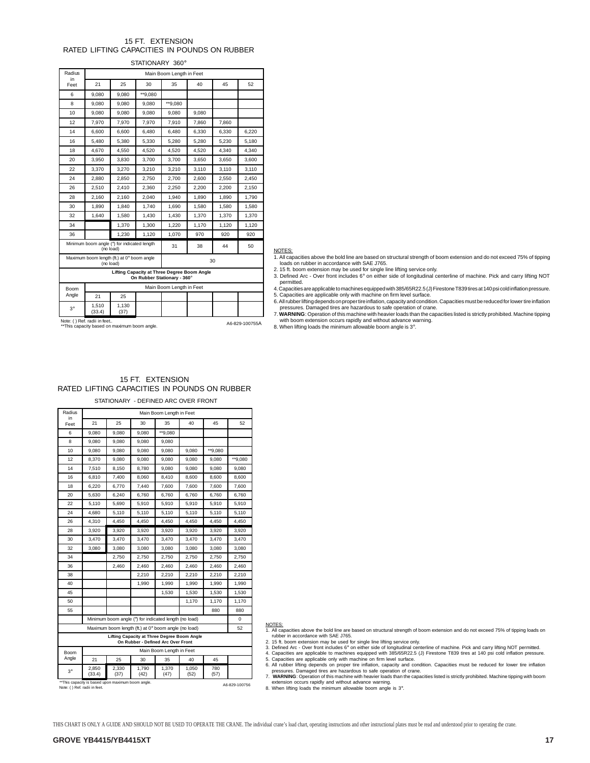## 15 FT. EXTENSION
## RATED LIFTING CAPACITIES IN POUNDS ON RUBBER

STATIONARY 360°

| Radius in Feet | Main Boom Length in Feet | | | | | | |
|---|---|---|---|---|---|---|---|
| | 21 | 25 | 30 | 35 | 40 | 45 | 52 |
| 6 | 9,080 | 9,080 | **9,080 | | | | |
| 8 | 9,080 | 9,080 | 9,080 | **9,080 | | | |
| 10 | 9,080 | 9,080 | 9,080 | 9,080 | 9,080 | | |
| 12 | 7,970 | 7,970 | 7,970 | 7,910 | 7,860 | 7,860 | |
| 14 | 6,600 | 6,600 | 6,480 | 6,480 | 6,330 | 6,330 | 6,220 |
| 16 | 5,480 | 5,380 | 5,330 | 5,280 | 5,280 | 5,230 | 5,180 |
| 18 | 4,670 | 4,550 | 4,520 | 4,520 | 4,520 | 4,340 | 4,340 |
| 20 | 3,950 | 3,830 | 3,700 | 3,700 | 3,650 | 3,650 | 3,600 |
| 22 | 3,370 | 3,270 | 3,210 | 3,210 | 3,110 | 3,110 | 3,110 |
| 24 | 2,880 | 2,850 | 2,750 | 2,700 | 2,600 | 2,550 | 2,450 |
| 26 | 2,510 | 2,410 | 2,360 | 2,250 | 2,200 | 2,200 | 2,150 |
| 28 | 2,160 | 2,160 | 2,040 | 1,940 | 1,890 | 1,890 | 1,790 |
| 30 | 1,890 | 1,840 | 1,740 | 1,690 | 1,580 | 1,580 | 1,580 |
| 32 | 1,640 | 1,580 | 1,430 | 1,430 | 1,370 | 1,370 | 1,370 |
| 34 | | 1,370 | 1,300 | 1,220 | 1,170 | 1,120 | 1,120 |
| 36 | | 1,230 | 1,120 | 1,070 | 970 | 920 | 920 |
| Minimum boom angle (°) for indicated length (no load) | | | | 31 | 38 | 44 | 50 |
| Maximum boom length (ft.) at 0° boom angle (no load) | | | | 30 | | | |

**Lifting Capacity at Three Degree Boom Angle On Rubber Stationary - 360°**

| Boom Angle | Main Boom Length in Feet | | | | | | |
|---|---|---|---|---|---|---|---|
| | 21 | 25 | | | | | |
| 3° | 1,510 (33.4) | 1,130 (37) | | | | | |

Note: ( ) Ref. radii in feet.
**This capacity based on maximum boom angle.

A6-829-100755A

NOTES:
1. All capacities above the bold line are based on structural strength of boom extension and do not exceed 75% of tipping loads on rubber in accordance with SAE J765.
2. 15 ft. boom extension may be used for single line lifting service only.
3. Defined Arc - Over front includes 6° on either side of longitudinal centerline of machine. Pick and carry lifting NOT permitted.
4. Capacities are applicable to machines equipped with 385/65R22.5 (J) Firestone T839 tires at 140 psi cold inflation pressure.
5. Capacities are applicable only with machine on firm level surface.
6. All rubber lifting depends on proper tire inflation, capacity and condition. Capacities must be reduced for lower tire inflation pressures. Damaged tires are hazardous to safe operation of crane.
7. **WARNING**: Operation of this machine with heavier loads than the capacities listed is strictly prohibited. Machine tipping with boom extension occurs rapidly and without advance warning.
8. When lifting loads the minimum allowable boom angle is 3°.

## 15 FT. EXTENSION
## RATED LIFTING CAPACITIES IN POUNDS ON RUBBER

STATIONARY - DEFINED ARC OVER FRONT

| Radius in Feet | Main Boom Length in Feet | | | | | | |
|---|---|---|---|---|---|---|---|
| | 21 | 25 | 30 | 35 | 40 | 45 | 52 |
| 6 | 9,080 | 9,080 | 9,080 | **9,080 | | | |
| 8 | 9,080 | 9,080 | 9,080 | 9,080 | | | |
| 10 | 9,080 | 9,080 | 9,080 | 9,080 | 9,080 | **9,080 | |
| 12 | 8,370 | 9,080 | 9,080 | 9,080 | 9,080 | 9,080 | **9,080 |
| 14 | 7,510 | 8,150 | 8,780 | 9,080 | 9,080 | 9,080 | 9,080 |
| 16 | 6,810 | 7,400 | 8,060 | 8,410 | 8,600 | 8,600 | 8,600 |
| 18 | 6,220 | 6,770 | 7,440 | 7,600 | 7,600 | 7,600 | 7,600 |
| 20 | 5,630 | 6,240 | 6,760 | 6,760 | 6,760 | 6,760 | 6,760 |
| 22 | 5,110 | 5,690 | 5,910 | 5,910 | 5,910 | 5,910 | 5,910 |
| 24 | 4,680 | 5,110 | 5,110 | 5,110 | 5,110 | 5,110 | 5,110 |
| 26 | 4,310 | 4,450 | 4,450 | 4,450 | 4,450 | 4,450 | 4,450 |
| 28 | 3,920 | 3,920 | 3,920 | 3,920 | 3,920 | 3,920 | 3,920 |
| 30 | 3,470 | 3,470 | 3,470 | 3,470 | 3,470 | 3,470 | 3,470 |
| 32 | 3,080 | 3,080 | 3,080 | 3,080 | 3,080 | 3,080 | 3,080 |
| 34 | | 2,750 | 2,750 | 2,750 | 2,750 | 2,750 | 2,750 |
| 36 | | 2,460 | 2,460 | 2,460 | 2,460 | 2,460 | 2,460 |
| 38 | | | 2,210 | 2,210 | 2,210 | 2,210 | 2,210 |
| 40 | | | 1,990 | 1,990 | 1,990 | 1,990 | 1,990 |
| 45 | | | | 1,530 | 1,530 | 1,530 | 1,530 |
| 50 | | | | | 1,170 | 1,170 | 1,170 |
| 55 | | | | | | 880 | 880 |
| Minimum boom angle (°) for indicated length (no load) | | | | | | | 0 |
| Maximum boom length (ft.) at 0° boom angle (no load) | | | | | | | 52 |

**Lifting Capacity at Three Degree Boom Angle On Rubber - Defined Arc Over Front**

| Boom Angle | Main Boom Length in Feet | | | | | | |
|---|---|---|---|---|---|---|---|
| | 21 | 25 | 30 | 35 | 40 | 45 | |
| 3° | 2,850 (33.4) | 2,330 (37) | 1,790 (42) | 1,370 (47) | 1,050 (52) | 780 (57) | |

**This capacity is based upon maximum boom angle.
Note: ( ) Ref. radii in feet.

A6-829-100756

NOTES:
1. All capacities above the bold line are based on structural strength of boom extension and do not exceed 75% of tipping loads on rubber in accordance with SAE J765.
2. 15 ft. boom extension may be used for single line lifting service only.
3. Defined Arc - Over front includes 6° on either side of longitudinal centerline of machine. Pick and carry lifting NOT permitted.
4. Capacities are applicable to machines equipped with 385/65R22.5 (J) Firestone T839 tires at 140 psi cold inflation pressure.
5. Capacities are applicable only with machine on firm level surface.
6. All rubber lifting depends on proper tire inflation, capacity and condition. Capacities must be reduced for lower tire inflation pressures. Damaged tires are hazardous to safe operation of crane.
7. **WARNING**: Operation of this machine with heavier loads than the capacities listed is strictly prohibited. Machine tipping with boom extension occurs rapidly and without advance warning.
8. When lifting loads the minimum allowable boom angle is 3°.

THIS CHART IS ONLY A GUIDE AND SHOULD NOT BE USED TO OPERATE THE CRANE. The individual crane's load chart, operating instructions and other instructional plates must be read and understood prior to operating the crane.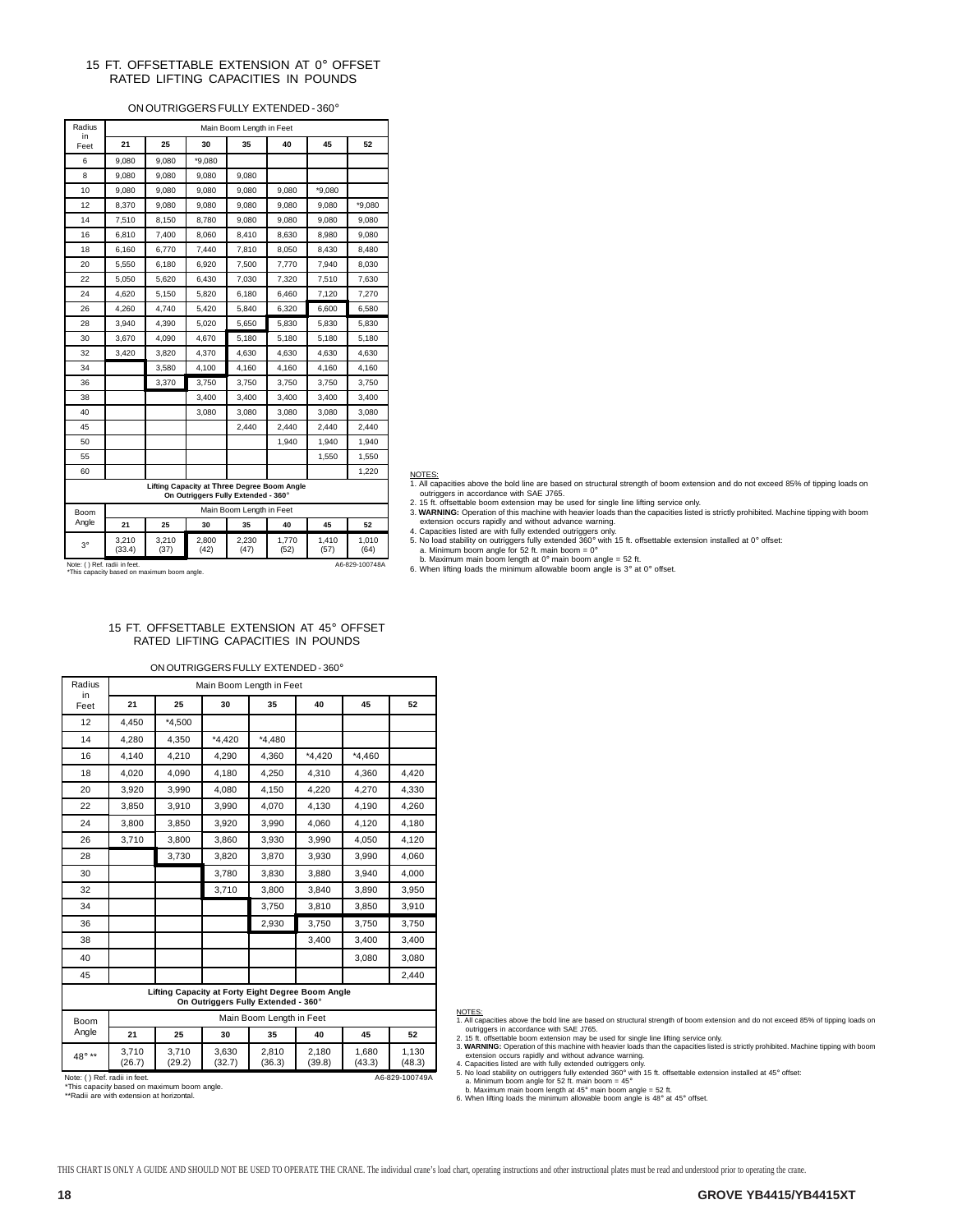## 15 FT. OFFSETTABLE EXTENSION AT 0° OFFSET RATED LIFTING CAPACITIES IN POUNDS

ON OUTRIGGERS FULLY EXTENDED - 360°

| Radius in Feet | Main Boom Length in Feet | | | | | | |
|---|---|---|---|---|---|---|---|
| | 21 | 25 | 30 | 35 | 40 | 45 | 52 |
| 6 | 9,080 | 9,080 | *9,080 | | | | |
| 8 | 9,080 | 9,080 | 9,080 | 9,080 | | | |
| 10 | 9,080 | 9,080 | 9,080 | 9,080 | 9,080 | *9,080 | |
| 12 | 8,370 | 9,080 | 9,080 | 9,080 | 9,080 | 9,080 | *9,080 |
| 14 | 7,510 | 8,150 | 8,780 | 9,080 | 9,080 | 9,080 | 9,080 |
| 16 | 6,810 | 7,400 | 8,060 | 8,410 | 8,630 | 8,980 | 9,080 |
| 18 | 6,160 | 6,770 | 7,440 | 7,810 | 8,050 | 8,430 | 8,480 |
| 20 | 5,550 | 6,180 | 6,920 | 7,500 | 7,770 | 7,940 | 8,030 |
| 22 | 5,050 | 5,620 | 6,430 | 7,030 | 7,320 | 7,510 | 7,630 |
| 24 | 4,620 | 5,150 | 5,820 | 6,180 | 6,460 | 7,120 | 7,270 |
| 26 | 4,260 | 4,740 | 5,420 | 5,840 | 6,320 | 6,600 | 6,580 |
| 28 | 3,940 | 4,390 | 5,020 | 5,650 | 5,830 | 5,830 | 5,830 |
| 30 | 3,670 | 4,090 | 4,670 | 5,180 | 5,180 | 5,180 | 5,180 |
| 32 | 3,420 | 3,820 | 4,370 | 4,630 | 4,630 | 4,630 | 4,630 |
| 34 | | 3,580 | 4,100 | 4,160 | 4,160 | 4,160 | 4,160 |
| 36 | | 3,370 | 3,750 | 3,750 | 3,750 | 3,750 | 3,750 |
| 38 | | | 3,400 | 3,400 | 3,400 | 3,400 | 3,400 |
| 40 | | | 3,080 | 3,080 | 3,080 | 3,080 | 3,080 |
| 45 | | | | 2,440 | 2,440 | 2,440 | 2,440 |
| 50 | | | | | 1,940 | 1,940 | 1,940 |
| 55 | | | | | | 1,550 | 1,550 |
| 60 | | | | | | | 1,220 |

**Lifting Capacity at Three Degree Boom Angle On Outriggers Fully Extended - 360°**

| Boom Angle | Main Boom Length in Feet | | | | | | |
|---|---|---|---|---|---|---|---|
| | 21 | 25 | 30 | 35 | 40 | 45 | 52 |
| 3° | 3,210 (33.4) | 3,210 (37) | 2,800 (42) | 2,230 (47) | 1,770 (52) | 1,410 (57) | 1,010 (64) |

Note: ( ) Ref. radii in feet.
*This capacity based on maximum boom angle.

A6-829-100748A

NOTES:
1. All capacities above the bold line are based on structural strength of boom extension and do not exceed 85% of tipping loads on outriggers in accordance with SAE J765.
2. 15 ft. offsettable boom extension may be used for single line lifting service only.
3. **WARNING:** Operation of this machine with heavier loads than the capacities listed is strictly prohibited. Machine tipping with boom extension occurs rapidly and without advance warning.
4. Capacities listed are with fully extended outriggers only.
5. No load stability on outriggers fully extended 360° with 15 ft. offsettable extension installed at 0° offset:
   a. Minimum boom angle for 52 ft. main boom = 0°
   b. Maximum main boom length at 0° main boom angle = 52 ft.
6. When lifting loads the minimum allowable boom angle is 3° at 0° offset.

## 15 FT. OFFSETTABLE EXTENSION AT 45° OFFSET RATED LIFTING CAPACITIES IN POUNDS

ON OUTRIGGERS FULLY EXTENDED - 360°

| Radius in Feet | Main Boom Length in Feet | | | | | | |
|---|---|---|---|---|---|---|---|
| | 21 | 25 | 30 | 35 | 40 | 45 | 52 |
| 12 | 4,450 | *4,500 | | | | | |
| 14 | 4,280 | 4,350 | *4,420 | *4,480 | | | |
| 16 | 4,140 | 4,210 | 4,290 | 4,360 | *4,420 | *4,460 | |
| 18 | 4,020 | 4,090 | 4,180 | 4,250 | 4,310 | 4,360 | 4,420 |
| 20 | 3,920 | 3,990 | 4,080 | 4,150 | 4,220 | 4,270 | 4,330 |
| 22 | 3,850 | 3,910 | 3,990 | 4,070 | 4,130 | 4,190 | 4,260 |
| 24 | 3,800 | 3,850 | 3,920 | 3,990 | 4,060 | 4,120 | 4,180 |
| 26 | 3,710 | 3,800 | 3,860 | 3,930 | 3,990 | 4,050 | 4,120 |
| 28 | | 3,730 | 3,820 | 3,870 | 3,930 | 3,990 | 4,060 |
| 30 | | | 3,780 | 3,830 | 3,880 | 3,940 | 4,000 |
| 32 | | | 3,710 | 3,800 | 3,840 | 3,890 | 3,950 |
| 34 | | | | 3,750 | 3,810 | 3,850 | 3,910 |
| 36 | | | | 2,930 | 3,750 | 3,750 | 3,750 |
| 38 | | | | | 3,400 | 3,400 | 3,400 |
| 40 | | | | | | 3,080 | 3,080 |
| 45 | | | | | | | 2,440 |

**Lifting Capacity at Forty Eight Degree Boom Angle On Outriggers Fully Extended - 360°**

| Boom Angle | Main Boom Length in Feet | | | | | | |
|---|---|---|---|---|---|---|---|
| | 21 | 25 | 30 | 35 | 40 | 45 | 52 |
| 48° ** | 3,710 (26.7) | 3,710 (29.2) | 3,630 (32.7) | 2,810 (36.3) | 2,180 (39.8) | 1,680 (43.3) | 1,130 (48.3) |

Note: ( ) Ref. radii in feet.
*This capacity based on maximum boom angle.
**Radii are with extension at horizontal.

A6-829-100749A

NOTES:
1. All capacities above the bold line are based on structural strength of boom extension and do not exceed 85% of tipping loads on outriggers in accordance with SAE J765.
2. 15 ft. offsettable boom extension may be used for single line lifting service only.
3. **WARNING:** Operation of this machine with heavier loads than the capacities listed is strictly prohibited. Machine tipping with boom extension occurs rapidly and without advance warning.
4. Capacities listed are with fully extended outriggers only.
5. No load stability on outriggers fully extended 360° with 15 ft. offsettable extension installed at 45° offset:
   a. Minimum boom angle for 52 ft. main boom = 45°
   b. Maximum main boom length at 45° main boom angle = 52 ft.
6. When lifting loads the minimum allowable boom angle is 48° at 45° offset.

THIS CHART IS ONLY A GUIDE AND SHOULD NOT BE USED TO OPERATE THE CRANE. The individual crane's load chart, operating instructions and other instructional plates must be read and understood prior to operating the crane.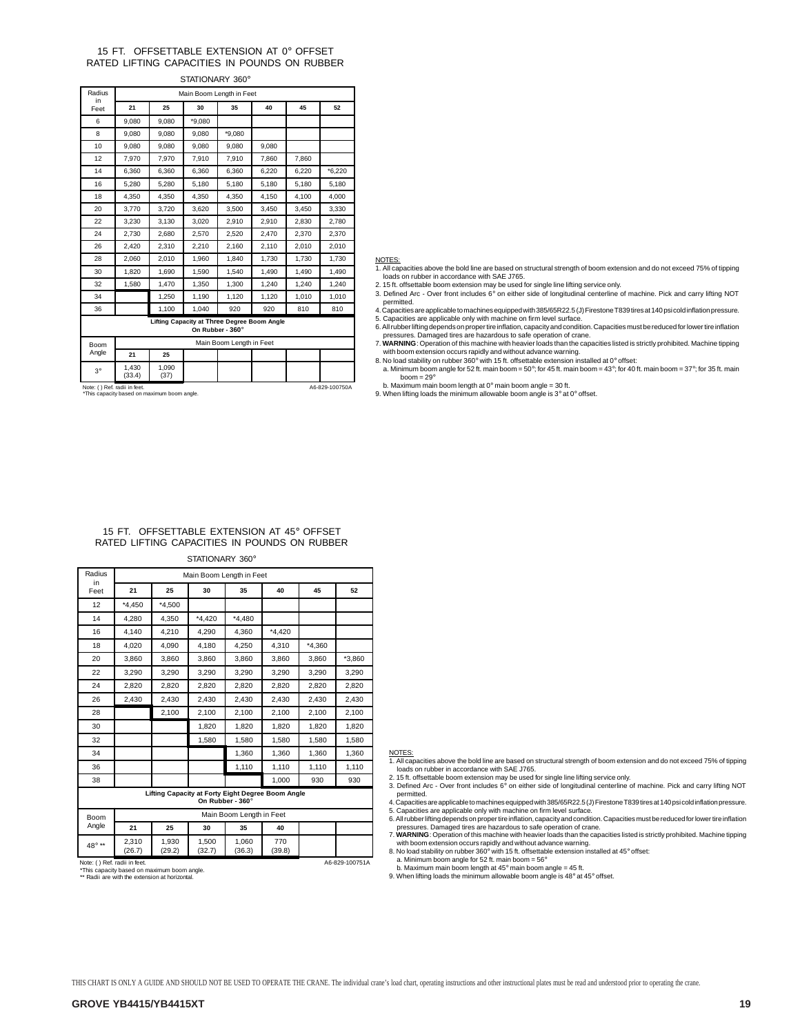## 15 FT. OFFSETTABLE EXTENSION AT 0° OFFSET
## RATED LIFTING CAPACITIES IN POUNDS ON RUBBER

STATIONARY 360°

| Radius in Feet | Main Boom Length in Feet | | | | | | |
|---|---|---|---|---|---|---|---|
| | 21 | 25 | 30 | 35 | 40 | 45 | 52 |
| 6 | 9,080 | 9,080 | *9,080 | | | | |
| 8 | 9,080 | 9,080 | 9,080 | *9,080 | | | |
| 10 | 9,080 | 9,080 | 9,080 | 9,080 | 9,080 | | |
| 12 | 7,970 | 7,970 | 7,910 | 7,910 | 7,860 | 7,860 | |
| 14 | 6,360 | 6,360 | 6,360 | 6,360 | 6,220 | 6,220 | *6,220 |
| 16 | 5,280 | 5,280 | 5,180 | 5,180 | 5,180 | 5,180 | 5,180 |
| 18 | 4,350 | 4,350 | 4,350 | 4,350 | 4,150 | 4,100 | 4,000 |
| 20 | 3,770 | 3,720 | 3,620 | 3,500 | 3,450 | 3,450 | 3,330 |
| 22 | 3,230 | 3,130 | 3,020 | 2,910 | 2,910 | 2,830 | 2,780 |
| 24 | 2,730 | 2,680 | 2,570 | 2,520 | 2,470 | 2,370 | 2,370 |
| 26 | 2,420 | 2,310 | 2,210 | 2,160 | 2,110 | 2,010 | 2,010 |
| 28 | 2,060 | 2,010 | 1,960 | 1,840 | 1,730 | 1,730 | 1,730 |
| 30 | 1,820 | 1,690 | 1,590 | 1,540 | 1,490 | 1,490 | 1,490 |
| 32 | 1,580 | 1,470 | 1,350 | 1,300 | 1,240 | 1,240 | 1,240 |
| 34 | | 1,250 | 1,190 | 1,120 | 1,120 | 1,010 | 1,010 |
| 36 | | 1,100 | 1,040 | 920 | 920 | 810 | 810 |
| **Lifting Capacity at Three Degree Boom Angle On Rubber - 360°** | | | | | | | |
| Boom Angle | Main Boom Length in Feet | | | | | | |
| | 21 | 25 | | | | | |
| 3° | 1,430 (33.4) | 1,090 (37) | | | | | |

Note: ( ) Ref. radii in feet.
*This capacity based on maximum boom angle.

A6-829-100750A

NOTES:
1. All capacities above the bold line are based on structural strength of boom extension and do not exceed 75% of tipping loads on rubber in accordance with SAE J765.
2. 15 ft. offsettable boom extension may be used for single line lifting service only.
3. Defined Arc - Over front includes 6° on either side of longitudinal centerline of machine. Pick and carry lifting NOT permitted.
4. Capacities are applicable to machines equipped with 385/65R22.5 (J) Firestone T839 tires at 140 psi cold inflation pressure.
5. Capacities are applicable only with machine on firm level surface.
6. All rubber lifting depends on proper tire inflation, capacity and condition. Capacities must be reduced for lower tire inflation pressures. Damaged tires are hazardous to safe operation of crane.
7. **WARNING**: Operation of this machine with heavier loads than the capacities listed is strictly prohibited. Machine tipping with boom extension occurs rapidly and without advance warning.
8. No load stability on rubber 360° with 15 ft. offsettable extension installed at 0° offset:
   a. Minimum boom angle for 52 ft. main boom = 50°; for 45 ft. main boom = 43°; for 40 ft. main boom = 37°; for 35 ft. main boom = 29°
   b. Maximum main boom length at 0° main boom angle = 30 ft.
9. When lifting loads the minimum allowable boom angle is 3° at 0° offset.

## 15 FT. OFFSETTABLE EXTENSION AT 45° OFFSET
## RATED LIFTING CAPACITIES IN POUNDS ON RUBBER

STATIONARY 360°

| Radius in Feet | Main Boom Length in Feet | | | | | | |
|---|---|---|---|---|---|---|---|
| | 21 | 25 | 30 | 35 | 40 | 45 | 52 |
| 12 | *4,450 | *4,500 | | | | | |
| 14 | 4,280 | 4,350 | *4,420 | *4,480 | | | |
| 16 | 4,140 | 4,210 | 4,290 | 4,360 | *4,420 | | |
| 18 | 4,020 | 4,090 | 4,180 | 4,250 | 4,310 | *4,360 | |
| 20 | 3,860 | 3,860 | 3,860 | 3,860 | 3,860 | 3,860 | *3,860 |
| 22 | 3,290 | 3,290 | 3,290 | 3,290 | 3,290 | 3,290 | 3,290 |
| 24 | 2,820 | 2,820 | 2,820 | 2,820 | 2,820 | 2,820 | 2,820 |
| 26 | 2,430 | 2,430 | 2,430 | 2,430 | 2,430 | 2,430 | 2,430 |
| 28 | | 2,100 | 2,100 | 2,100 | 2,100 | 2,100 | 2,100 |
| 30 | | | 1,820 | 1,820 | 1,820 | 1,820 | 1,820 |
| 32 | | | 1,580 | 1,580 | 1,580 | 1,580 | 1,580 |
| 34 | | | | 1,360 | 1,360 | 1,360 | 1,360 |
| 36 | | | | 1,110 | 1,110 | 1,110 | 1,110 |
| 38 | | | | | 1,000 | 930 | 930 |
| **Lifting Capacity at Forty Eight Degree Boom Angle On Rubber - 360°** | | | | | | | |
| Boom Angle | Main Boom Length in Feet | | | | | | |
| | 21 | 25 | 30 | 35 | 40 | | |
| 48° ** | 2,310 (26.7) | 1,930 (29.2) | 1,500 (32.7) | 1,060 (36.3) | 770 (39.8) | | |

Note: ( ) Ref. radii in feet.
*This capacity based on maximum boom angle.
** Radii are with the extension at horizontal.

A6-829-100751A

NOTES:
1. All capacities above the bold line are based on structural strength of boom extension and do not exceed 75% of tipping loads on rubber in accordance with SAE J765.
2. 15 ft. offsettable boom extension may be used for single line lifting service only.
3. Defined Arc - Over front includes 6° on either side of longitudinal centerline of machine. Pick and carry lifting NOT permitted.
4. Capacities are applicable to machines equipped with 385/65R22.5 (J) Firestone T839 tires at 140 psi cold inflation pressure.
5. Capacities are applicable only with machine on firm level surface.
6. All rubber lifting depends on proper tire inflation, capacity and condition. Capacities must be reduced for lower tire inflation pressures. Damaged tires are hazardous to safe operation of crane.
7. **WARNING**: Operation of this machine with heavier loads than the capacities listed is strictly prohibited. Machine tipping with boom extension occurs rapidly and without advance warning.
8. No load stability on rubber 360° with 15 ft. offsettable extension installed at 45° offset:
   a. Minimum boom angle for 52 ft. main boom = 56°
   b. Maximum main boom length at 45° main boom angle = 45 ft.
9. When lifting loads the minimum allowable boom angle is 48° at 45° offset.

THIS CHART IS ONLY A GUIDE AND SHOULD NOT BE USED TO OPERATE THE CRANE. The individual crane's load chart, operating instructions and other instructional plates must be read and understood prior to operating the crane.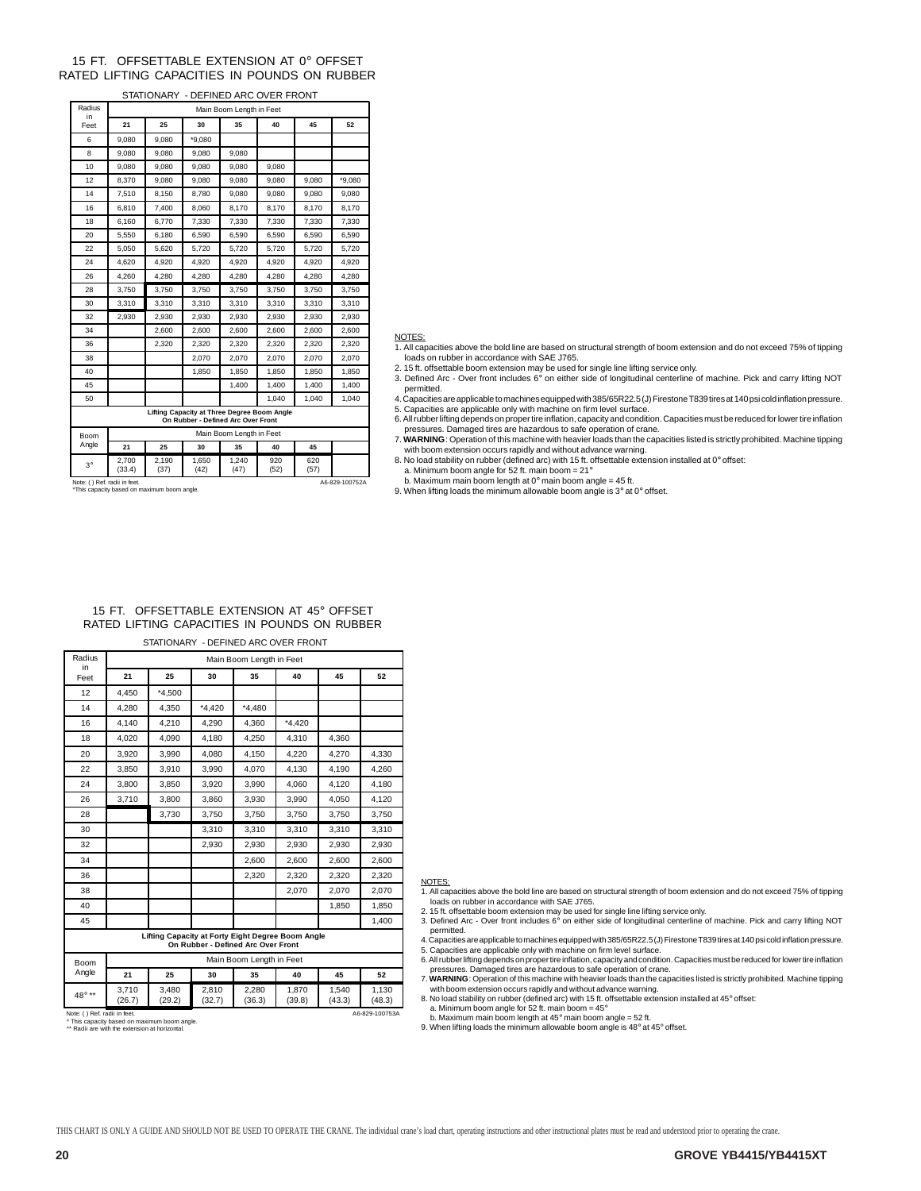## 15 FT. OFFSETTABLE EXTENSION AT 0° OFFSET
## RATED LIFTING CAPACITIES IN POUNDS ON RUBBER

STATIONARY - DEFINED ARC OVER FRONT

| Radius in Feet | Main Boom Length in Feet | | | | | | |
|---|---|---|---|---|---|---|---|
| | 21 | 25 | 30 | 35 | 40 | 45 | 52 |
| 6 | 9,080 | 9,080 | *9,080 | | | | |
| 8 | 9,080 | 9,080 | 9,080 | 9,080 | | | |
| 10 | 9,080 | 9,080 | 9,080 | 9,080 | 9,080 | | |
| 12 | 8,370 | 9,080 | 9,080 | 9,080 | 9,080 | 9,080 | *9,080 |
| 14 | 7,510 | 8,150 | 8,780 | 9,080 | 9,080 | 9,080 | 9,080 |
| 16 | 6,810 | 7,400 | 8,060 | 8,170 | 8,170 | 8,170 | 8,170 |
| 18 | 6,160 | 6,770 | 7,330 | 7,330 | 7,330 | 7,330 | 7,330 |
| 20 | 5,550 | 6,180 | 6,590 | 6,590 | 6,590 | 6,590 | 6,590 |
| 22 | 5,050 | 5,620 | 5,720 | 5,720 | 5,720 | 5,720 | 5,720 |
| 24 | 4,620 | 4,920 | 4,920 | 4,920 | 4,920 | 4,920 | 4,920 |
| 26 | 4,260 | 4,280 | 4,280 | 4,280 | 4,280 | 4,280 | 4,280 |
| 28 | 3,750 | 3,750 | 3,750 | 3,750 | 3,750 | 3,750 | 3,750 |
| 30 | 3,310 | 3,310 | 3,310 | 3,310 | 3,310 | 3,310 | 3,310 |
| 32 | 2,930 | 2,930 | 2,930 | 2,930 | 2,930 | 2,930 | 2,930 |
| 34 | | 2,600 | 2,600 | 2,600 | 2,600 | 2,600 | 2,600 |
| 36 | | 2,320 | 2,320 | 2,320 | 2,320 | 2,320 | 2,320 |
| 38 | | | 2,070 | 2,070 | 2,070 | 2,070 | 2,070 |
| 40 | | | 1,850 | 1,850 | 1,850 | 1,850 | 1,850 |
| 45 | | | | 1,400 | 1,400 | 1,400 | 1,400 |
| 50 | | | | | 1,040 | 1,040 | 1,040 |

**Lifting Capacity at Three Degree Boom Angle On Rubber - Defined Arc Over Front**

| Boom Angle | Main Boom Length in Feet | | | | | | |
|---|---|---|---|---|---|---|---|
| | 21 | 25 | 30 | 35 | 40 | 45 | |
| 3° | 2,700 (33.4) | 2,190 (37) | 1,650 (42) | 1,240 (47) | 920 (52) | 620 (57) | |

Note: ( ) Ref. radii in feet.
*This capacity based on maximum boom angle.

A6-829-100752A

NOTES:

1. All capacities above the bold line are based on structural strength of boom extension and do not exceed 75% of tipping loads on rubber in accordance with SAE J765.
2. 15 ft. offsettable boom extension may be used for single line lifting service only.
3. Defined Arc - Over front includes 6° on either side of longitudinal centerline of machine. Pick and carry lifting NOT permitted.
4. Capacities are applicable to machines equipped with 385/65R22.5 (J) Firestone T839 tires at 140 psi cold inflation pressure.
5. Capacities are applicable only with machine on firm level surface.
6. All rubber lifting depends on proper tire inflation, capacity and condition. Capacities must be reduced for lower tire inflation pressures. Damaged tires are hazardous to safe operation of crane.
7. **WARNING**: Operation of this machine with heavier loads than the capacities listed is strictly prohibited. Machine tipping with boom extension occurs rapidly and without advance warning.
8. No load stability on rubber (defined arc) with 15 ft. offsettable extension installed at 0° offset:
   a. Minimum boom angle for 52 ft. main boom = 21°
   b. Maximum main boom length at 0° main boom angle = 45 ft.
9. When lifting loads the minimum allowable boom angle is 3° at 0° offset.

## 15 FT. OFFSETTABLE EXTENSION AT 45° OFFSET
## RATED LIFTING CAPACITIES IN POUNDS ON RUBBER

STATIONARY - DEFINED ARC OVER FRONT

| Radius in Feet | Main Boom Length in Feet | | | | | | |
|---|---|---|---|---|---|---|---|
| | 21 | 25 | 30 | 35 | 40 | 45 | 52 |
| 12 | 4,450 | *4,500 | | | | | |
| 14 | 4,280 | 4,350 | *4,420 | *4,480 | | | |
| 16 | 4,140 | 4,210 | 4,290 | 4,360 | *4,420 | | |
| 18 | 4,020 | 4,090 | 4,180 | 4,250 | 4,310 | 4,360 | |
| 20 | 3,920 | 3,990 | 4,080 | 4,150 | 4,220 | 4,270 | 4,330 |
| 22 | 3,850 | 3,910 | 3,990 | 4,070 | 4,130 | 4,190 | 4,260 |
| 24 | 3,800 | 3,850 | 3,920 | 3,990 | 4,060 | 4,120 | 4,180 |
| 26 | 3,710 | 3,800 | 3,860 | 3,930 | 3,990 | 4,050 | 4,120 |
| 28 | | 3,730 | 3,750 | 3,750 | 3,750 | 3,750 | 3,750 |
| 30 | | | 3,310 | 3,310 | 3,310 | 3,310 | 3,310 |
| 32 | | | 2,930 | 2,930 | 2,930 | 2,930 | 2,930 |
| 34 | | | | 2,600 | 2,600 | 2,600 | 2,600 |
| 36 | | | | 2,320 | 2,320 | 2,320 | 2,320 |
| 38 | | | | | 2,070 | 2,070 | 2,070 |
| 40 | | | | | | 1,850 | 1,850 |
| 45 | | | | | | | 1,400 |

**Lifting Capacity at Forty Eight Degree Boom Angle On Rubber - Defined Arc Over Front**

| Boom Angle | Main Boom Length in Feet | | | | | | |
|---|---|---|---|---|---|---|---|
| | 21 | 25 | 30 | 35 | 40 | 45 | 52 |
| 48° ** | 3,710 (26.7) | 3,480 (29.2) | 2,810 (32.7) | 2,280 (36.3) | 1,870 (39.8) | 1,540 (43.3) | 1,130 (48.3) |

Note: ( ) Ref. radii in feet.
* This capacity based on maximum boom angle.
** Radii are with the extension at horizontal.

A6-829-100753A

NOTES:

1. All capacities above the bold line are based on structural strength of boom extension and do not exceed 75% of tipping loads on rubber in accordance with SAE J765.
2. 15 ft. offsettable boom extension may be used for single line lifting service only.
3. Defined Arc - Over front includes 6° on either side of longitudinal centerline of machine. Pick and carry lifting NOT permitted.
4. Capacities are applicable to machines equipped with 385/65R22.5 (J) Firestone T839 tires at 140 psi cold inflation pressure.
5. Capacities are applicable only with machine on firm level surface.
6. All rubber lifting depends on proper tire inflation, capacity and condition. Capacities must be reduced for lower tire inflation pressures. Damaged tires are hazardous to safe operation of crane.
7. **WARNING**: Operation of this machine with heavier loads than the capacities listed is strictly prohibited. Machine tipping with boom extension occurs rapidly and without advance warning.
8. No load stability on rubber (defined arc) with 15 ft. offsettable extension installed at 45° offset:
   a. Minimum boom angle for 52 ft. main boom = 45°
   b. Maximum main boom length at 45° main boom angle = 52 ft.
9. When lifting loads the minimum allowable boom angle is 48° at 45° offset.

THIS CHART IS ONLY A GUIDE AND SHOULD NOT BE USED TO OPERATE THE CRANE. The individual crane's load chart, operating instructions and other instructional plates must be read and understood prior to operating the crane.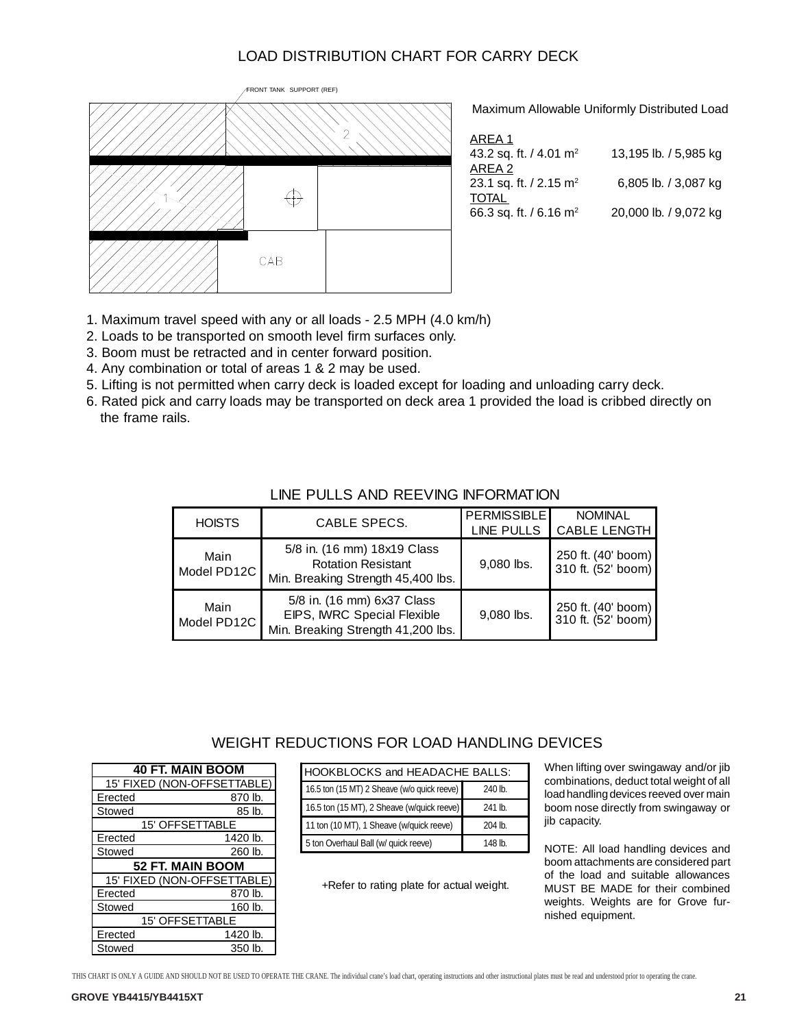# LOAD DISTRIBUTION CHART FOR CARRY DECK

FRONT TANK SUPPORT (REF)

2

1

CAB

Maximum Allowable Uniformly Distributed Load

| | |
|---|---|
| AREA 1 | |
| 43.2 sq. ft. / 4.01 m$^2$ | 13,195 lb. / 5,985 kg |
| AREA 2 | |
| 23.1 sq. ft. / 2.15 m$^2$ | 6,805 lb. / 3,087 kg |
| TOTAL | |
| 66.3 sq. ft. / 6.16 m$^2$ | 20,000 lb. / 9,072 kg |

1. Maximum travel speed with any or all loads - 2.5 MPH (4.0 km/h)
2. Loads to be transported on smooth level firm surfaces only.
3. Boom must be retracted and in center forward position.
4. Any combination or total of areas 1 & 2 may be used.
5. Lifting is not permitted when carry deck is loaded except for loading and unloading carry deck.
6. Rated pick and carry loads may be transported on deck area 1 provided the load is cribbed directly on the frame rails.

## LINE PULLS AND REEVING INFORMATION

| HOISTS | CABLE SPECS. | PERMISSIBLE LINE PULLS | NOMINAL CABLE LENGTH |
|---|---|---|---|
| Main Model PD12C | 5/8 in. (16 mm) 18x19 Class Rotation Resistant Min. Breaking Strength 45,400 lbs. | 9,080 lbs. | 250 ft. (40' boom) 310 ft. (52' boom) |
| Main Model PD12C | 5/8 in. (16 mm) 6x37 Class EIPS, IWRC Special Flexible Min. Breaking Strength 41,200 lbs. | 9,080 lbs. | 250 ft. (40' boom) 310 ft. (52' boom) |

## WEIGHT REDUCTIONS FOR LOAD HANDLING DEVICES

| 40 FT. MAIN BOOM | |
|---|---|
| 15' FIXED (NON-OFFSETTABLE) | |
| Erected | 870 lb. |
| Stowed | 85 lb. |
| 15' OFFSETTABLE | |
| Erected | 1420 lb. |
| Stowed | 260 lb. |
| **52 FT. MAIN BOOM** | |
| 15' FIXED (NON-OFFSETTABLE) | |
| Erected | 870 lb. |
| Stowed | 160 lb. |
| 15' OFFSETTABLE | |
| Erected | 1420 lb. |
| Stowed | 350 lb. |

| HOOKBLOCKS and HEADACHE BALLS: | |
|---|---|
| 16.5 ton (15 MT) 2 Sheave (w/o quick reeve) | 240 lb. |
| 16.5 ton (15 MT), 2 Sheave (w/quick reeve) | 241 lb. |
| 11 ton (10 MT), 1 Sheave (w/quick reeve) | 204 lb. |
| 5 ton Overhaul Ball (w/ quick reeve) | 148 lb. |

+Refer to rating plate for actual weight.

When lifting over swingaway and/or jib combinations, deduct total weight of all load handling devices reeved over main boom nose directly from swingaway or jib capacity.

NOTE: All load handling devices and boom attachments are considered part of the load and suitable allowances MUST BE MADE for their combined weights. Weights are for Grove furnished equipment.

THIS CHART IS ONLY A GUIDE AND SHOULD NOT BE USED TO OPERATE THE CRANE. The individual crane's load chart, operating instructions and other instructional plates must be read and understood prior to operating the crane.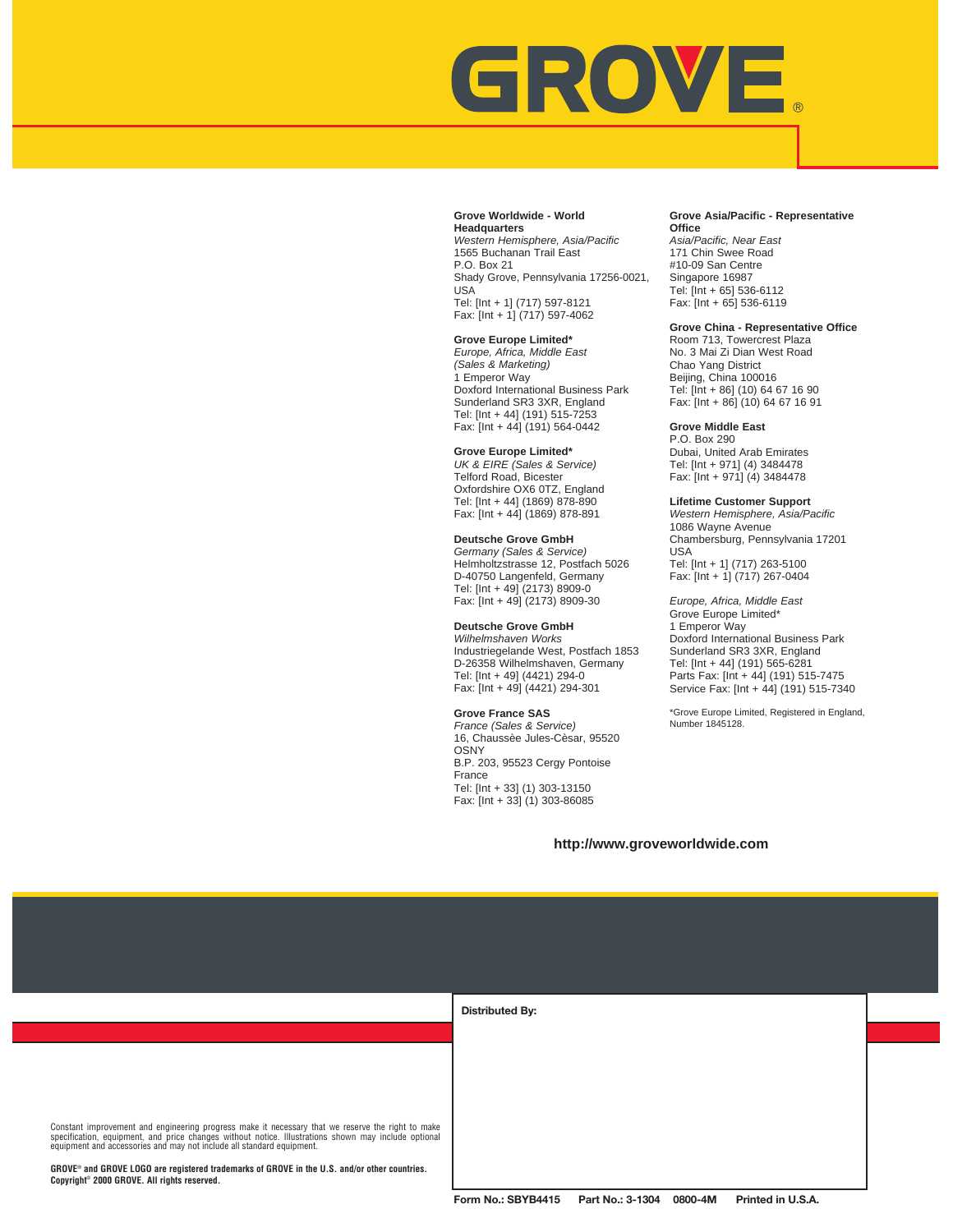# GROVE®

**Grove Worldwide - World Headquarters**
*Western Hemisphere, Asia/Pacific*
1565 Buchanan Trail East
P.O. Box 21
Shady Grove, Pennsylvania 17256-0021, USA
Tel: [Int + 1] (717) 597-8121
Fax: [Int + 1] (717) 597-4062

**Grove Europe Limited***
*Europe, Africa, Middle East*
*(Sales & Marketing)*
1 Emperor Way
Doxford International Business Park
Sunderland SR3 3XR, England
Tel: [Int + 44] (191) 515-7253
Fax: [Int + 44] (191) 564-0442

**Grove Europe Limited***
*UK & EIRE (Sales & Service)*
Telford Road, Bicester
Oxfordshire OX6 0TZ, England
Tel: [Int + 44] (1869) 878-890
Fax: [Int + 44] (1869) 878-891

**Deutsche Grove GmbH**
*Germany (Sales & Service)*
Helmholtzstrasse 12, Postfach 5026
D-40750 Langenfeld, Germany
Tel: [Int + 49] (2173) 8909-0
Fax: [Int + 49] (2173) 8909-30

**Deutsche Grove GmbH**
*Wilhelmshaven Works*
Industriegelande West, Postfach 1853
D-26358 Wilhelmshaven, Germany
Tel: [Int + 49] (4421) 294-0
Fax: [Int + 49] (4421) 294-301

**Grove France SAS**
*France (Sales & Service)*
16, Chaussèe Jules-Cèsar, 95520 OSNY
B.P. 203, 95523 Cergy Pontoise
France
Tel: [Int + 33] (1) 303-13150
Fax: [Int + 33] (1) 303-86085

**Grove Asia/Pacific - Representative Office**
*Asia/Pacific, Near East*
171 Chin Swee Road
#10-09 San Centre
Singapore 16987
Tel: [Int + 65] 536-6112
Fax: [Int + 65] 536-6119

**Grove China - Representative Office**
Room 713, Towercrest Plaza
No. 3 Mai Zi Dian West Road
Chao Yang District
Beijing, China 100016
Tel: [Int + 86] (10) 64 67 16 90
Fax: [Int + 86] (10) 64 67 16 91

**Grove Middle East**
P.O. Box 290
Dubai, United Arab Emirates
Tel: [Int + 971] (4) 3484478
Fax: [Int + 971] (4) 3484478

**Lifetime Customer Support**
*Western Hemisphere, Asia/Pacific*
1086 Wayne Avenue
Chambersburg, Pennsylvania 17201
USA
Tel: [Int + 1] (717) 263-5100
Fax: [Int + 1] (717) 267-0404

*Europe, Africa, Middle East*
Grove Europe Limited*
1 Emperor Way
Doxford International Business Park
Sunderland SR3 3XR, England
Tel: [Int + 44] (191) 565-6281
Parts Fax: [Int + 44] (191) 515-7475
Service Fax: [Int + 44] (191) 515-7340

*Grove Europe Limited, Registered in England, Number 1845128.

**http://www.groveworldwide.com**

**Distributed By:**

Constant improvement and engineering progress make it necessary that we reserve the right to make specification, equipment, and price changes without notice. Illustrations shown may include optional equipment and accessories and may not include all standard equipment.

**GROVE® and GROVE LOGO are registered trademarks of GROVE in the U.S. and/or other countries. Copyright© 2000 GROVE. All rights reserved.**

**Form No.: SBYB4415    Part No.: 3-1304    0800-4M    Printed in U.S.A.**